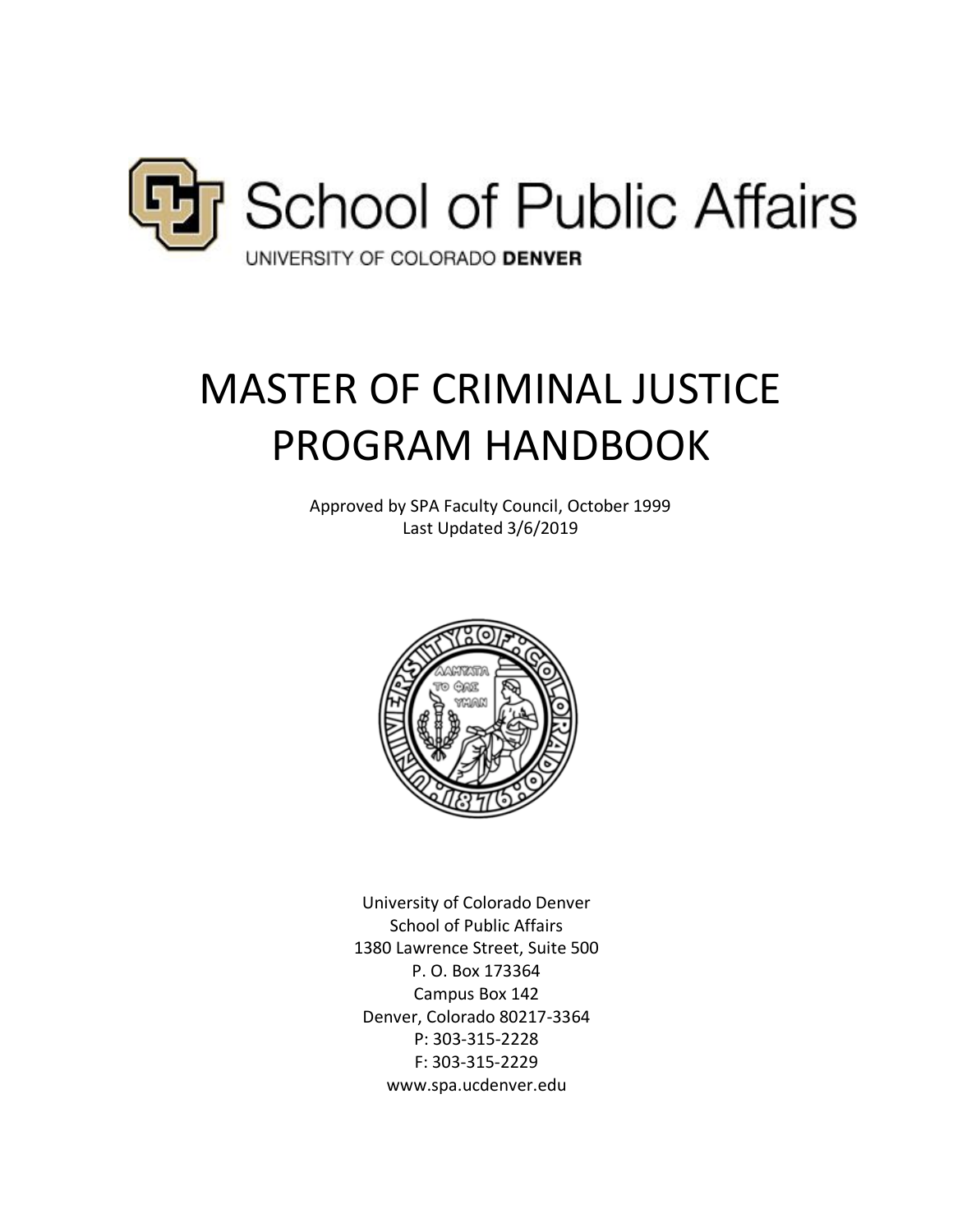School of Public Affairs

UNIVERSITY OF COLORADO **DENVER**

# MASTER OF CRIMINAL JUSTICE PROGRAM HANDBOOK

Approved by SPA Faculty Council, October 1999
Last Updated 3/6/2019

University of Colorado Denver
School of Public Affairs
1380 Lawrence Street, Suite 500
P. O. Box 173364
Campus Box 142
Denver, Colorado 80217-3364
P: 303-315-2228
F: 303-315-2229
www.spa.ucdenver.edu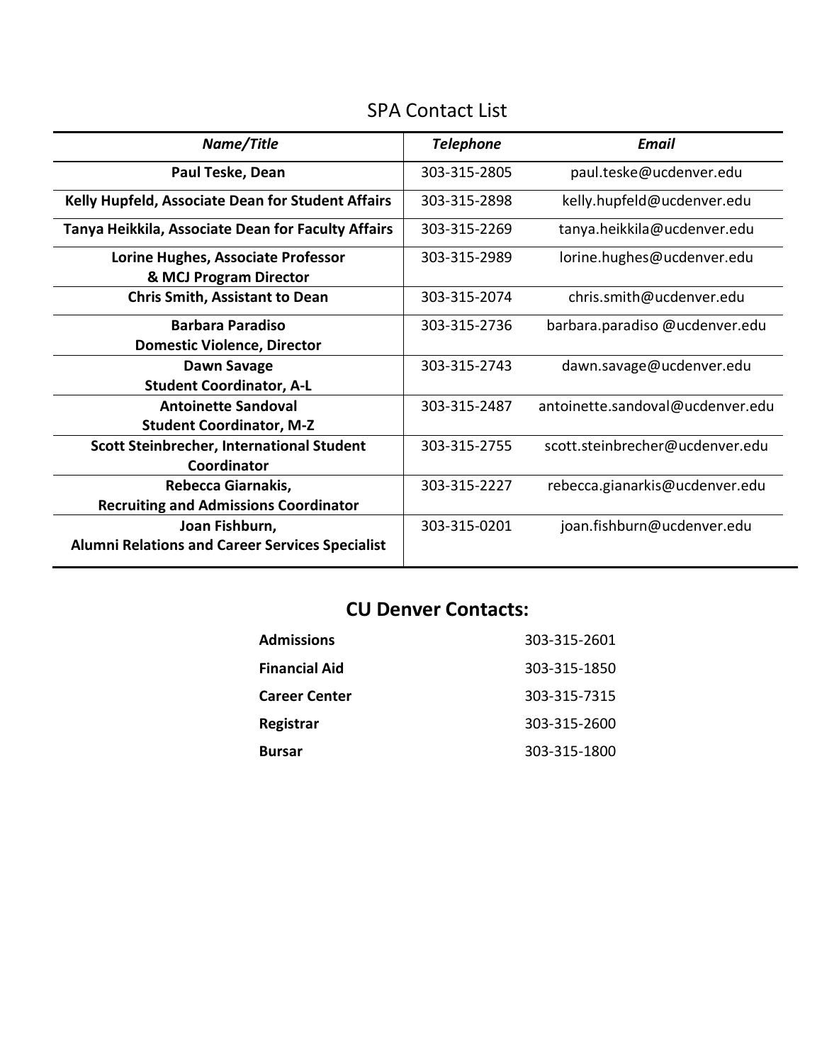# SPA Contact List

| ***Name/Title*** | ***Telephone*** | ***Email*** |
|---|---|---|
| **Paul Teske, Dean** | 303-315-2805 | paul.teske@ucdenver.edu |
| **Kelly Hupfeld, Associate Dean for Student Affairs** | 303-315-2898 | kelly.hupfeld@ucdenver.edu |
| **Tanya Heikkila, Associate Dean for Faculty Affairs** | 303-315-2269 | tanya.heikkila@ucdenver.edu |
| **Lorine Hughes, Associate Professor & MCJ Program Director** | 303-315-2989 | lorine.hughes@ucdenver.edu |
| **Chris Smith, Assistant to Dean** | 303-315-2074 | chris.smith@ucdenver.edu |
| **Barbara Paradiso Domestic Violence, Director** | 303-315-2736 | barbara.paradiso @ucdenver.edu |
| **Dawn Savage Student Coordinator, A-L** | 303-315-2743 | dawn.savage@ucdenver.edu |
| **Antoinette Sandoval Student Coordinator, M-Z** | 303-315-2487 | antoinette.sandoval@ucdenver.edu |
| **Scott Steinbrecher, International Student Coordinator** | 303-315-2755 | scott.steinbrecher@ucdenver.edu |
| **Rebecca Giarnakis, Recruiting and Admissions Coordinator** | 303-315-2227 | rebecca.gianarkis@ucdenver.edu |
| **Joan Fishburn, Alumni Relations and Career Services Specialist** | 303-315-0201 | joan.fishburn@ucdenver.edu |

## CU Denver Contacts:

| | |
|---|---|
| **Admissions** | 303-315-2601 |
| **Financial Aid** | 303-315-1850 |
| **Career Center** | 303-315-7315 |
| **Registrar** | 303-315-2600 |
| **Bursar** | 303-315-1800 |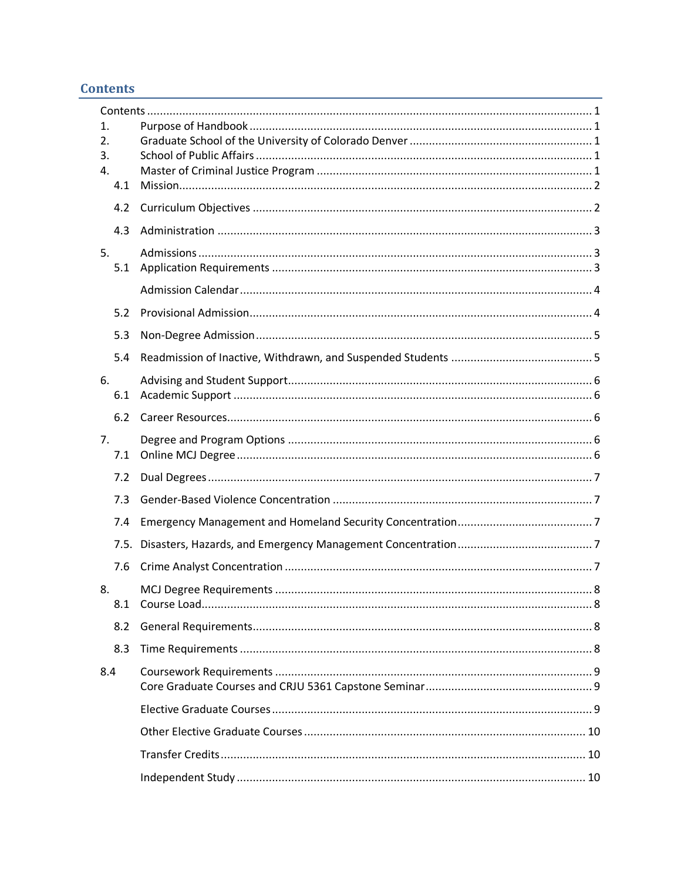## Contents

Contents ........ 1

1. Purpose of Handbook ........ 1
2. Graduate School of the University of Colorado Denver ........ 1
3. School of Public Affairs ........ 1
4. Master of Criminal Justice Program ........ 1
   - 4.1 Mission ........ 2
   - 4.2 Curriculum Objectives ........ 2
   - 4.3 Administration ........ 3
5. Admissions ........ 3
   - 5.1 Application Requirements ........ 3
     - Admission Calendar ........ 4
   - 5.2 Provisional Admission ........ 4
   - 5.3 Non-Degree Admission ........ 5
   - 5.4 Readmission of Inactive, Withdrawn, and Suspended Students ........ 5
6. Advising and Student Support ........ 6
   - 6.1 Academic Support ........ 6
   - 6.2 Career Resources ........ 6
7. Degree and Program Options ........ 6
   - 7.1 Online MCJ Degree ........ 6
   - 7.2 Dual Degrees ........ 7
   - 7.3 Gender-Based Violence Concentration ........ 7
   - 7.4 Emergency Management and Homeland Security Concentration ........ 7
   - 7.5. Disasters, Hazards, and Emergency Management Concentration ........ 7
   - 7.6 Crime Analyst Concentration ........ 7
8. MCJ Degree Requirements ........ 8
   - 8.1 Course Load ........ 8
   - 8.2 General Requirements ........ 8
   - 8.3 Time Requirements ........ 8

8.4 Coursework Requirements ........ 9
   - Core Graduate Courses and CRJU 5361 Capstone Seminar ........ 9
   - Elective Graduate Courses ........ 9
   - Other Elective Graduate Courses ........ 10
   - Transfer Credits ........ 10
   - Independent Study ........ 10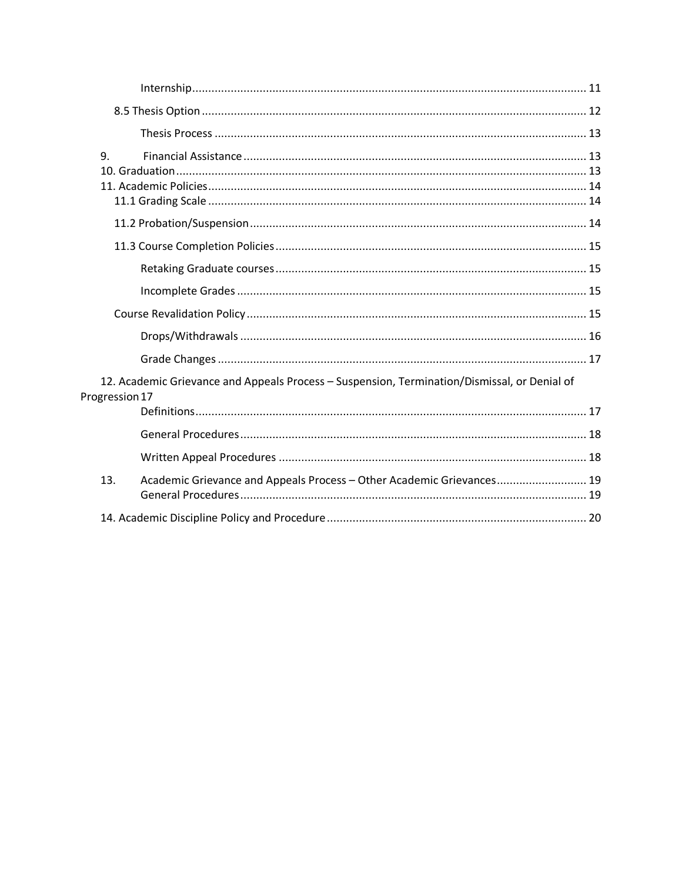Internship ........................................................................................................................ 11

8.5 Thesis Option ....................................................................................................................... 12

Thesis Process ................................................................................................................... 13

9. Financial Assistance .......................................................................................................... 13

10. Graduation ............................................................................................................................. 13

11. Academic Policies ................................................................................................................. 14

11.1 Grading Scale ..................................................................................................................... 14

11.2 Probation/Suspension ........................................................................................................ 14

11.3 Course Completion Policies ................................................................................................ 15

Retaking Graduate courses ................................................................................................. 15

Incomplete Grades ............................................................................................................. 15

Course Revalidation Policy ........................................................................................................ 15

Drops/Withdrawals ............................................................................................................ 16

Grade Changes ................................................................................................................... 17

12. Academic Grievance and Appeals Process – Suspension, Termination/Dismissal, or Denial of Progression 17

Definitions ........................................................................................................................ 17

General Procedures ........................................................................................................... 18

Written Appeal Procedures ................................................................................................ 18

13. Academic Grievance and Appeals Process – Other Academic Grievances ............................ 19

General Procedures ........................................................................................................... 19

14. Academic Discipline Policy and Procedure ................................................................................ 20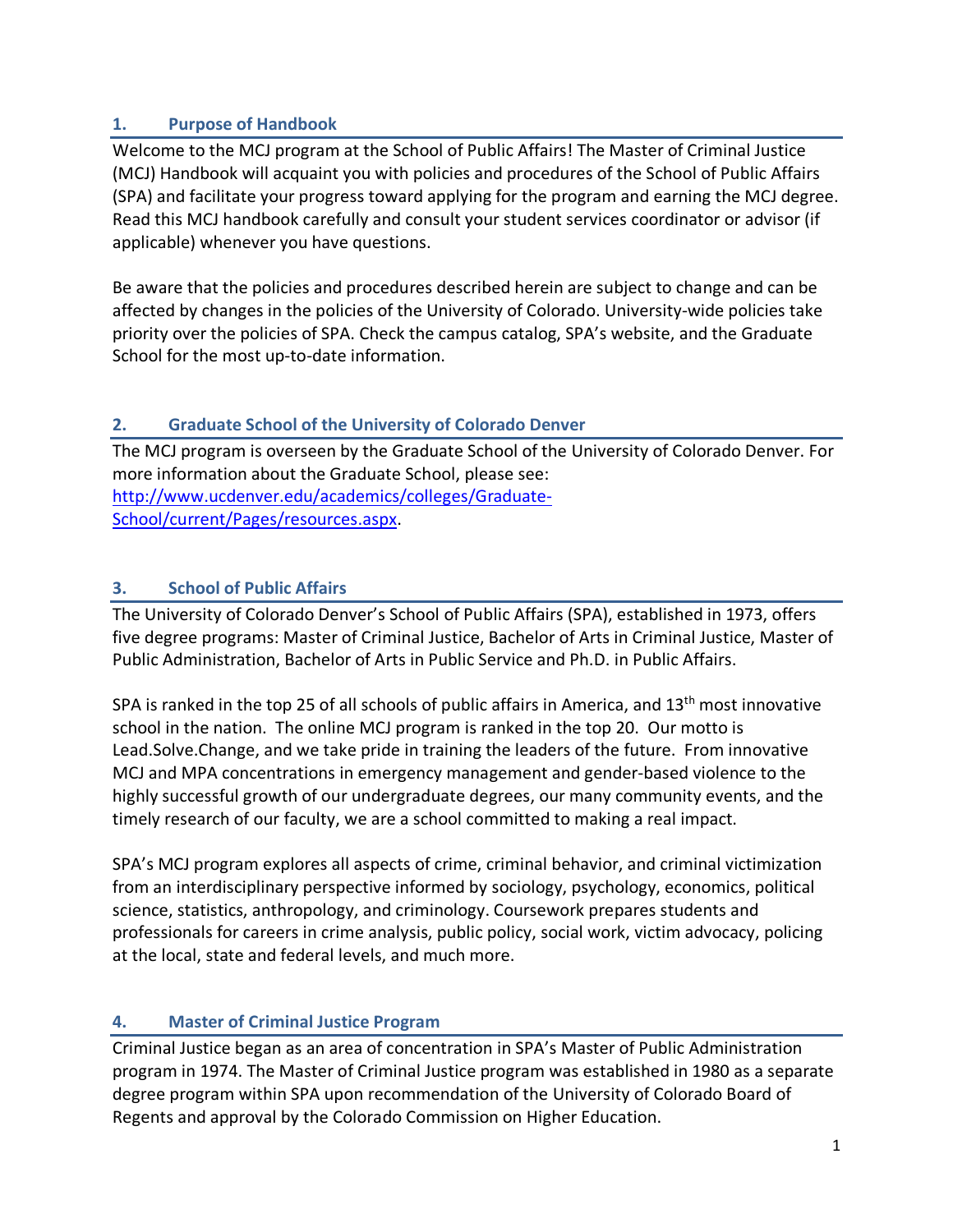## 1. Purpose of Handbook

Welcome to the MCJ program at the School of Public Affairs! The Master of Criminal Justice (MCJ) Handbook will acquaint you with policies and procedures of the School of Public Affairs (SPA) and facilitate your progress toward applying for the program and earning the MCJ degree. Read this MCJ handbook carefully and consult your student services coordinator or advisor (if applicable) whenever you have questions.

Be aware that the policies and procedures described herein are subject to change and can be affected by changes in the policies of the University of Colorado. University-wide policies take priority over the policies of SPA. Check the campus catalog, SPA's website, and the Graduate School for the most up-to-date information.

## 2. Graduate School of the University of Colorado Denver

The MCJ program is overseen by the Graduate School of the University of Colorado Denver. For more information about the Graduate School, please see: [http://www.ucdenver.edu/academics/colleges/Graduate-School/current/Pages/resources.aspx](http://www.ucdenver.edu/academics/colleges/Graduate-School/current/Pages/resources.aspx).

## 3. School of Public Affairs

The University of Colorado Denver's School of Public Affairs (SPA), established in 1973, offers five degree programs: Master of Criminal Justice, Bachelor of Arts in Criminal Justice, Master of Public Administration, Bachelor of Arts in Public Service and Ph.D. in Public Affairs.

SPA is ranked in the top 25 of all schools of public affairs in America, and 13th most innovative school in the nation. The online MCJ program is ranked in the top 20. Our motto is Lead.Solve.Change, and we take pride in training the leaders of the future. From innovative MCJ and MPA concentrations in emergency management and gender-based violence to the highly successful growth of our undergraduate degrees, our many community events, and the timely research of our faculty, we are a school committed to making a real impact.

SPA's MCJ program explores all aspects of crime, criminal behavior, and criminal victimization from an interdisciplinary perspective informed by sociology, psychology, economics, political science, statistics, anthropology, and criminology. Coursework prepares students and professionals for careers in crime analysis, public policy, social work, victim advocacy, policing at the local, state and federal levels, and much more.

## 4. Master of Criminal Justice Program

Criminal Justice began as an area of concentration in SPA's Master of Public Administration program in 1974. The Master of Criminal Justice program was established in 1980 as a separate degree program within SPA upon recommendation of the University of Colorado Board of Regents and approval by the Colorado Commission on Higher Education.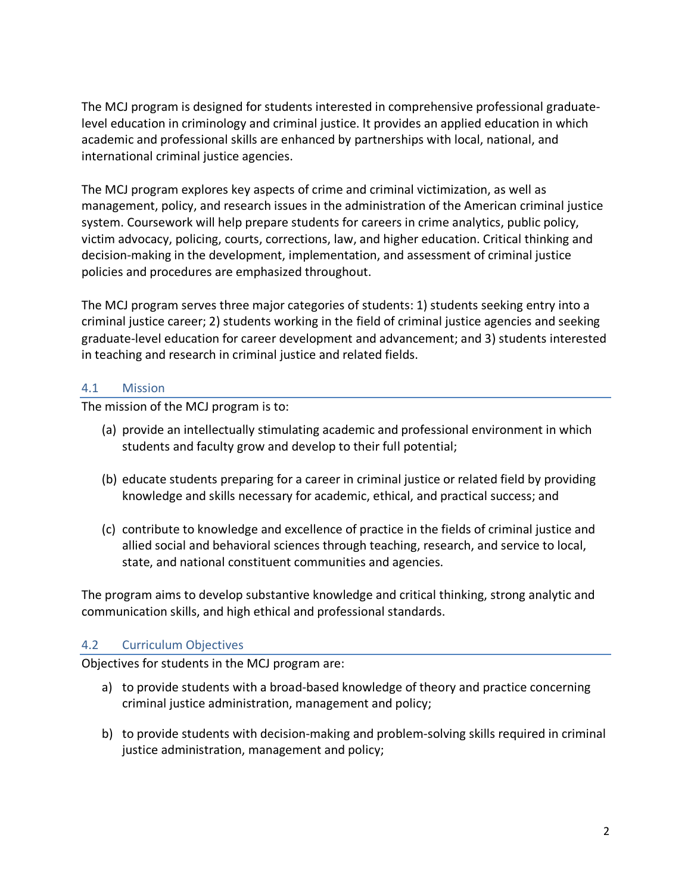The MCJ program is designed for students interested in comprehensive professional graduate-level education in criminology and criminal justice. It provides an applied education in which academic and professional skills are enhanced by partnerships with local, national, and international criminal justice agencies.

The MCJ program explores key aspects of crime and criminal victimization, as well as management, policy, and research issues in the administration of the American criminal justice system. Coursework will help prepare students for careers in crime analytics, public policy, victim advocacy, policing, courts, corrections, law, and higher education. Critical thinking and decision-making in the development, implementation, and assessment of criminal justice policies and procedures are emphasized throughout.

The MCJ program serves three major categories of students: 1) students seeking entry into a criminal justice career; 2) students working in the field of criminal justice agencies and seeking graduate-level education for career development and advancement; and 3) students interested in teaching and research in criminal justice and related fields.

## 4.1 Mission

The mission of the MCJ program is to:

(a) provide an intellectually stimulating academic and professional environment in which students and faculty grow and develop to their full potential;

(b) educate students preparing for a career in criminal justice or related field by providing knowledge and skills necessary for academic, ethical, and practical success; and

(c) contribute to knowledge and excellence of practice in the fields of criminal justice and allied social and behavioral sciences through teaching, research, and service to local, state, and national constituent communities and agencies.

The program aims to develop substantive knowledge and critical thinking, strong analytic and communication skills, and high ethical and professional standards.

## 4.2 Curriculum Objectives

Objectives for students in the MCJ program are:

a) to provide students with a broad-based knowledge of theory and practice concerning criminal justice administration, management and policy;

b) to provide students with decision-making and problem-solving skills required in criminal justice administration, management and policy;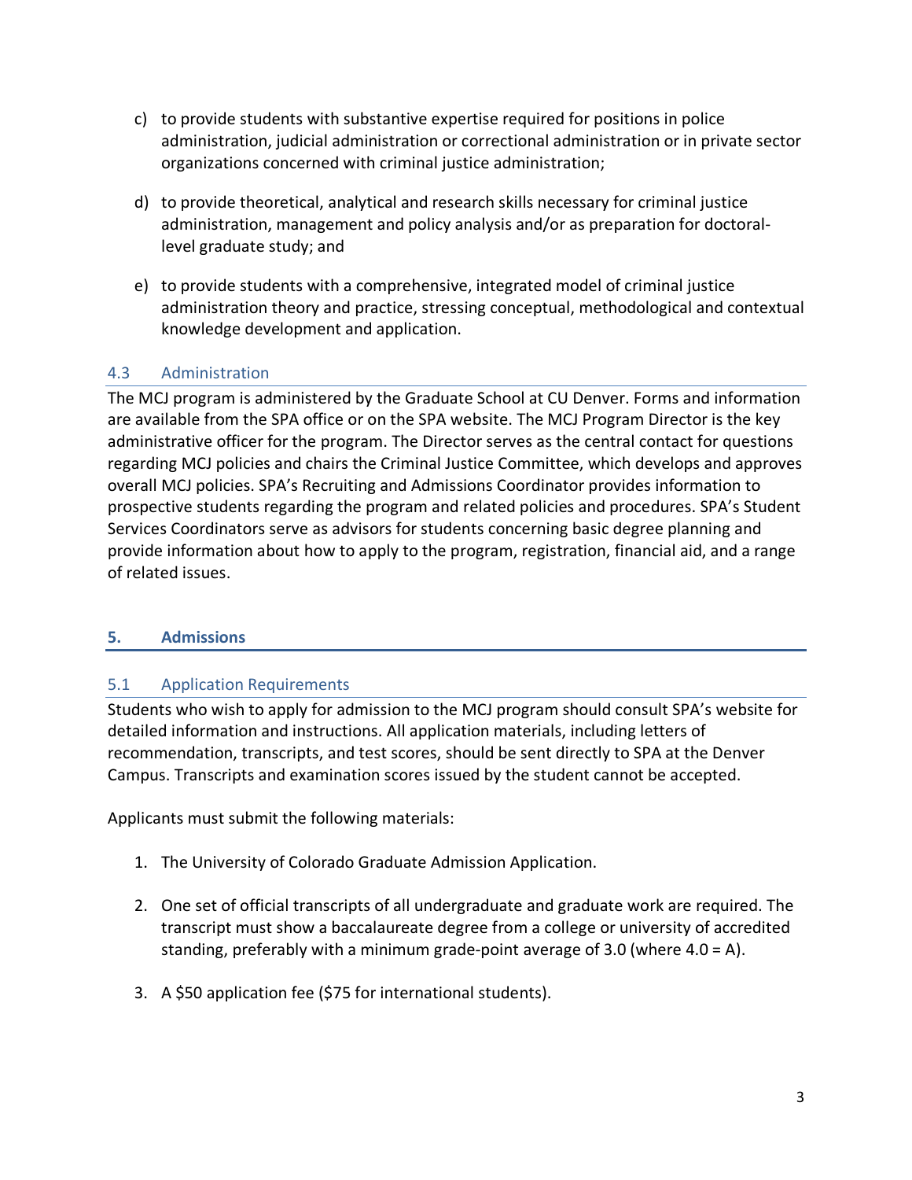c) to provide students with substantive expertise required for positions in police administration, judicial administration or correctional administration or in private sector organizations concerned with criminal justice administration;

d) to provide theoretical, analytical and research skills necessary for criminal justice administration, management and policy analysis and/or as preparation for doctoral-level graduate study; and

e) to provide students with a comprehensive, integrated model of criminal justice administration theory and practice, stressing conceptual, methodological and contextual knowledge development and application.

### 4.3 Administration

The MCJ program is administered by the Graduate School at CU Denver. Forms and information are available from the SPA office or on the SPA website. The MCJ Program Director is the key administrative officer for the program. The Director serves as the central contact for questions regarding MCJ policies and chairs the Criminal Justice Committee, which develops and approves overall MCJ policies. SPA's Recruiting and Admissions Coordinator provides information to prospective students regarding the program and related policies and procedures. SPA's Student Services Coordinators serve as advisors for students concerning basic degree planning and provide information about how to apply to the program, registration, financial aid, and a range of related issues.

## 5. Admissions

### 5.1 Application Requirements

Students who wish to apply for admission to the MCJ program should consult SPA's website for detailed information and instructions. All application materials, including letters of recommendation, transcripts, and test scores, should be sent directly to SPA at the Denver Campus. Transcripts and examination scores issued by the student cannot be accepted.

Applicants must submit the following materials:

1. The University of Colorado Graduate Admission Application.

2. One set of official transcripts of all undergraduate and graduate work are required. The transcript must show a baccalaureate degree from a college or university of accredited standing, preferably with a minimum grade-point average of 3.0 (where 4.0 = A).

3. A $50 application fee ($75 for international students).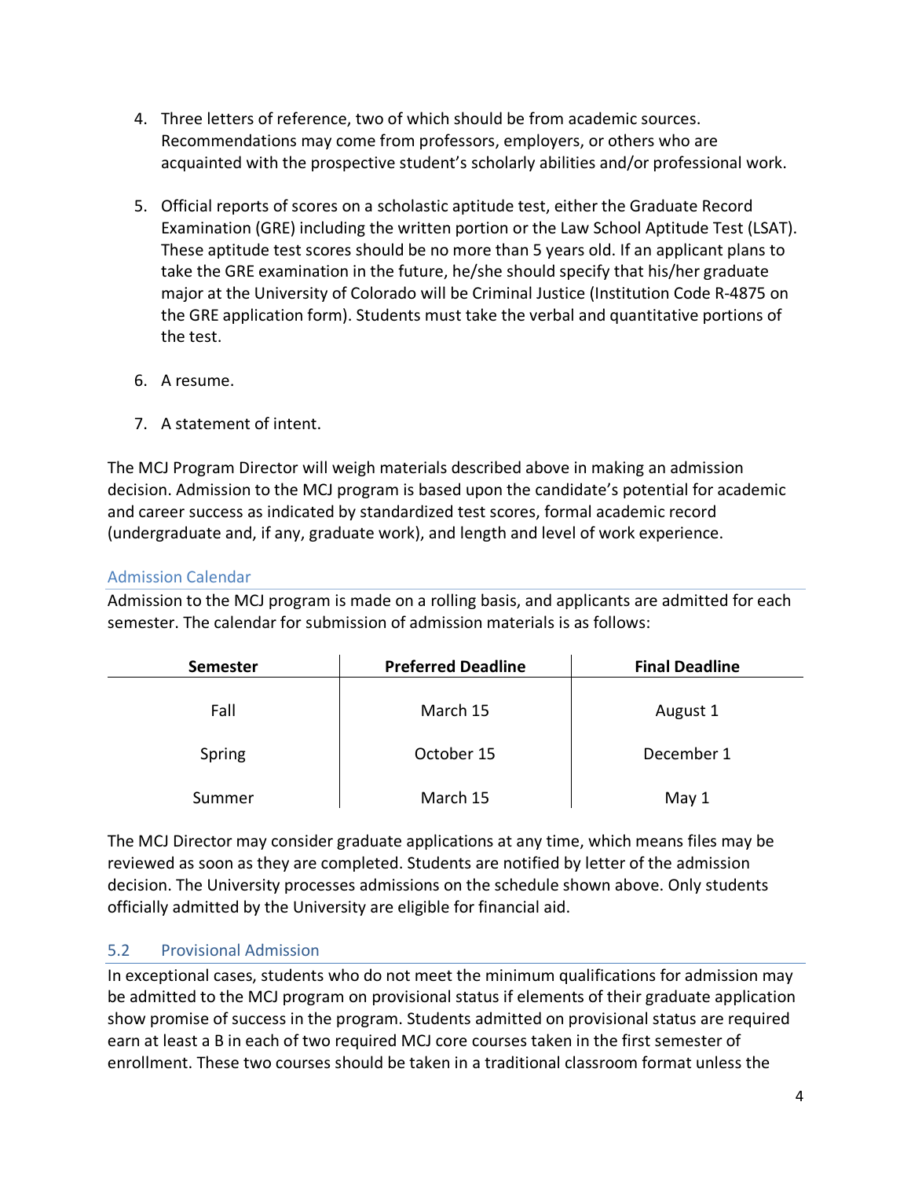4. Three letters of reference, two of which should be from academic sources. Recommendations may come from professors, employers, or others who are acquainted with the prospective student's scholarly abilities and/or professional work.

5. Official reports of scores on a scholastic aptitude test, either the Graduate Record Examination (GRE) including the written portion or the Law School Aptitude Test (LSAT). These aptitude test scores should be no more than 5 years old. If an applicant plans to take the GRE examination in the future, he/she should specify that his/her graduate major at the University of Colorado will be Criminal Justice (Institution Code R-4875 on the GRE application form). Students must take the verbal and quantitative portions of the test.

6. A resume.

7. A statement of intent.

The MCJ Program Director will weigh materials described above in making an admission decision. Admission to the MCJ program is based upon the candidate's potential for academic and career success as indicated by standardized test scores, formal academic record (undergraduate and, if any, graduate work), and length and level of work experience.

### Admission Calendar

Admission to the MCJ program is made on a rolling basis, and applicants are admitted for each semester. The calendar for submission of admission materials is as follows:

| Semester | Preferred Deadline | Final Deadline |
|---|---|---|
| Fall | March 15 | August 1 |
| Spring | October 15 | December 1 |
| Summer | March 15 | May 1 |

The MCJ Director may consider graduate applications at any time, which means files may be reviewed as soon as they are completed. Students are notified by letter of the admission decision. The University processes admissions on the schedule shown above. Only students officially admitted by the University are eligible for financial aid.

## 5.2 Provisional Admission

In exceptional cases, students who do not meet the minimum qualifications for admission may be admitted to the MCJ program on provisional status if elements of their graduate application show promise of success in the program. Students admitted on provisional status are required earn at least a B in each of two required MCJ core courses taken in the first semester of enrollment. These two courses should be taken in a traditional classroom format unless the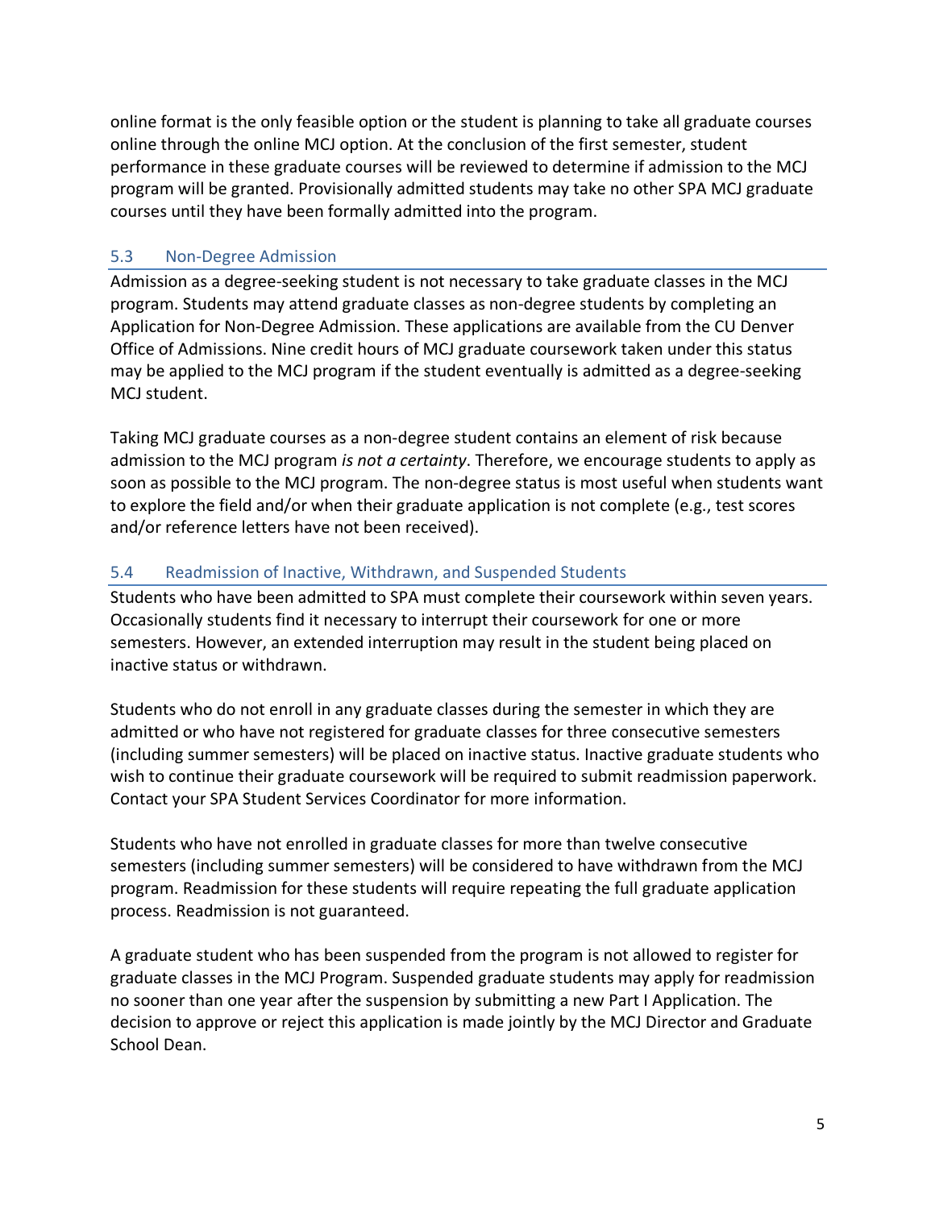online format is the only feasible option or the student is planning to take all graduate courses online through the online MCJ option. At the conclusion of the first semester, student performance in these graduate courses will be reviewed to determine if admission to the MCJ program will be granted. Provisionally admitted students may take no other SPA MCJ graduate courses until they have been formally admitted into the program.

## 5.3 Non-Degree Admission

Admission as a degree-seeking student is not necessary to take graduate classes in the MCJ program. Students may attend graduate classes as non-degree students by completing an Application for Non-Degree Admission. These applications are available from the CU Denver Office of Admissions. Nine credit hours of MCJ graduate coursework taken under this status may be applied to the MCJ program if the student eventually is admitted as a degree-seeking MCJ student.

Taking MCJ graduate courses as a non-degree student contains an element of risk because admission to the MCJ program *is not a certainty*. Therefore, we encourage students to apply as soon as possible to the MCJ program. The non-degree status is most useful when students want to explore the field and/or when their graduate application is not complete (e.g., test scores and/or reference letters have not been received).

## 5.4 Readmission of Inactive, Withdrawn, and Suspended Students

Students who have been admitted to SPA must complete their coursework within seven years. Occasionally students find it necessary to interrupt their coursework for one or more semesters. However, an extended interruption may result in the student being placed on inactive status or withdrawn.

Students who do not enroll in any graduate classes during the semester in which they are admitted or who have not registered for graduate classes for three consecutive semesters (including summer semesters) will be placed on inactive status. Inactive graduate students who wish to continue their graduate coursework will be required to submit readmission paperwork. Contact your SPA Student Services Coordinator for more information.

Students who have not enrolled in graduate classes for more than twelve consecutive semesters (including summer semesters) will be considered to have withdrawn from the MCJ program. Readmission for these students will require repeating the full graduate application process. Readmission is not guaranteed.

A graduate student who has been suspended from the program is not allowed to register for graduate classes in the MCJ Program. Suspended graduate students may apply for readmission no sooner than one year after the suspension by submitting a new Part I Application. The decision to approve or reject this application is made jointly by the MCJ Director and Graduate School Dean.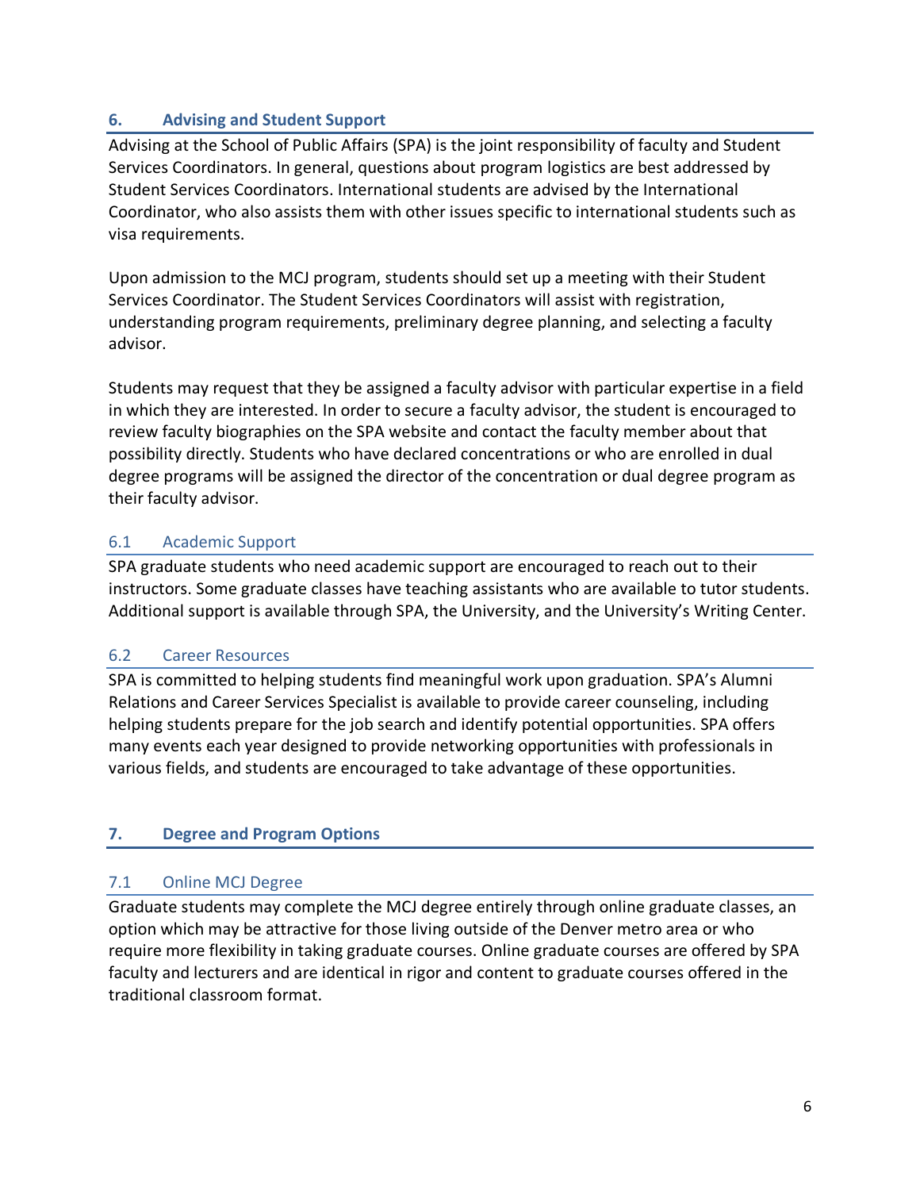## 6. Advising and Student Support

Advising at the School of Public Affairs (SPA) is the joint responsibility of faculty and Student Services Coordinators. In general, questions about program logistics are best addressed by Student Services Coordinators. International students are advised by the International Coordinator, who also assists them with other issues specific to international students such as visa requirements.

Upon admission to the MCJ program, students should set up a meeting with their Student Services Coordinator. The Student Services Coordinators will assist with registration, understanding program requirements, preliminary degree planning, and selecting a faculty advisor.

Students may request that they be assigned a faculty advisor with particular expertise in a field in which they are interested. In order to secure a faculty advisor, the student is encouraged to review faculty biographies on the SPA website and contact the faculty member about that possibility directly. Students who have declared concentrations or who are enrolled in dual degree programs will be assigned the director of the concentration or dual degree program as their faculty advisor.

### 6.1 Academic Support

SPA graduate students who need academic support are encouraged to reach out to their instructors. Some graduate classes have teaching assistants who are available to tutor students. Additional support is available through SPA, the University, and the University's Writing Center.

### 6.2 Career Resources

SPA is committed to helping students find meaningful work upon graduation. SPA's Alumni Relations and Career Services Specialist is available to provide career counseling, including helping students prepare for the job search and identify potential opportunities. SPA offers many events each year designed to provide networking opportunities with professionals in various fields, and students are encouraged to take advantage of these opportunities.

## 7. Degree and Program Options

### 7.1 Online MCJ Degree

Graduate students may complete the MCJ degree entirely through online graduate classes, an option which may be attractive for those living outside of the Denver metro area or who require more flexibility in taking graduate courses. Online graduate courses are offered by SPA faculty and lecturers and are identical in rigor and content to graduate courses offered in the traditional classroom format.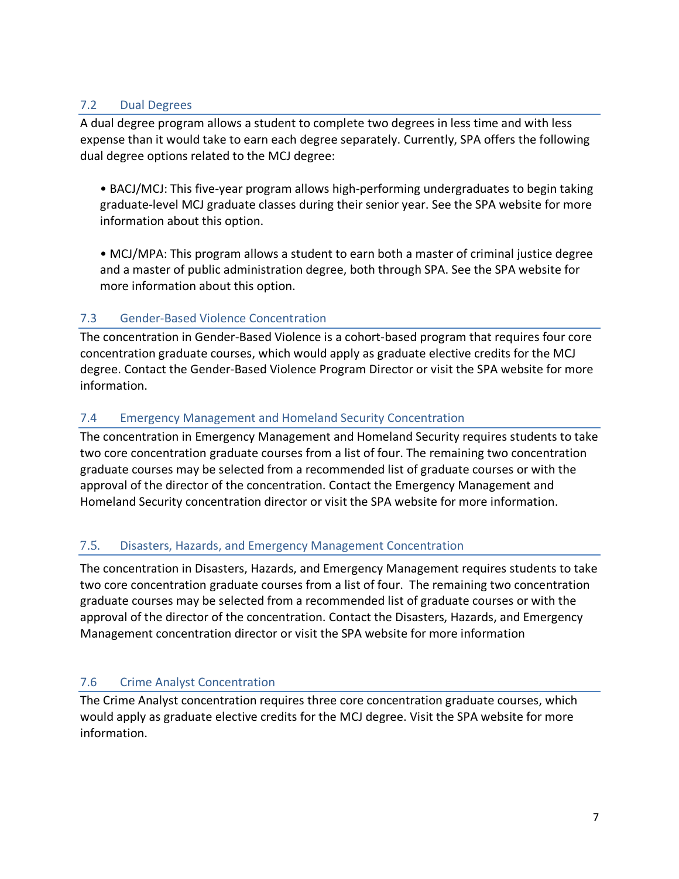## 7.2 Dual Degrees

A dual degree program allows a student to complete two degrees in less time and with less expense than it would take to earn each degree separately. Currently, SPA offers the following dual degree options related to the MCJ degree:

- BACJ/MCJ: This five-year program allows high-performing undergraduates to begin taking graduate-level MCJ graduate classes during their senior year. See the SPA website for more information about this option.

- MCJ/MPA: This program allows a student to earn both a master of criminal justice degree and a master of public administration degree, both through SPA. See the SPA website for more information about this option.

## 7.3 Gender-Based Violence Concentration

The concentration in Gender-Based Violence is a cohort-based program that requires four core concentration graduate courses, which would apply as graduate elective credits for the MCJ degree. Contact the Gender-Based Violence Program Director or visit the SPA website for more information.

## 7.4 Emergency Management and Homeland Security Concentration

The concentration in Emergency Management and Homeland Security requires students to take two core concentration graduate courses from a list of four. The remaining two concentration graduate courses may be selected from a recommended list of graduate courses or with the approval of the director of the concentration. Contact the Emergency Management and Homeland Security concentration director or visit the SPA website for more information.

## 7.5. Disasters, Hazards, and Emergency Management Concentration

The concentration in Disasters, Hazards, and Emergency Management requires students to take two core concentration graduate courses from a list of four. The remaining two concentration graduate courses may be selected from a recommended list of graduate courses or with the approval of the director of the concentration. Contact the Disasters, Hazards, and Emergency Management concentration director or visit the SPA website for more information

## 7.6 Crime Analyst Concentration

The Crime Analyst concentration requires three core concentration graduate courses, which would apply as graduate elective credits for the MCJ degree. Visit the SPA website for more information.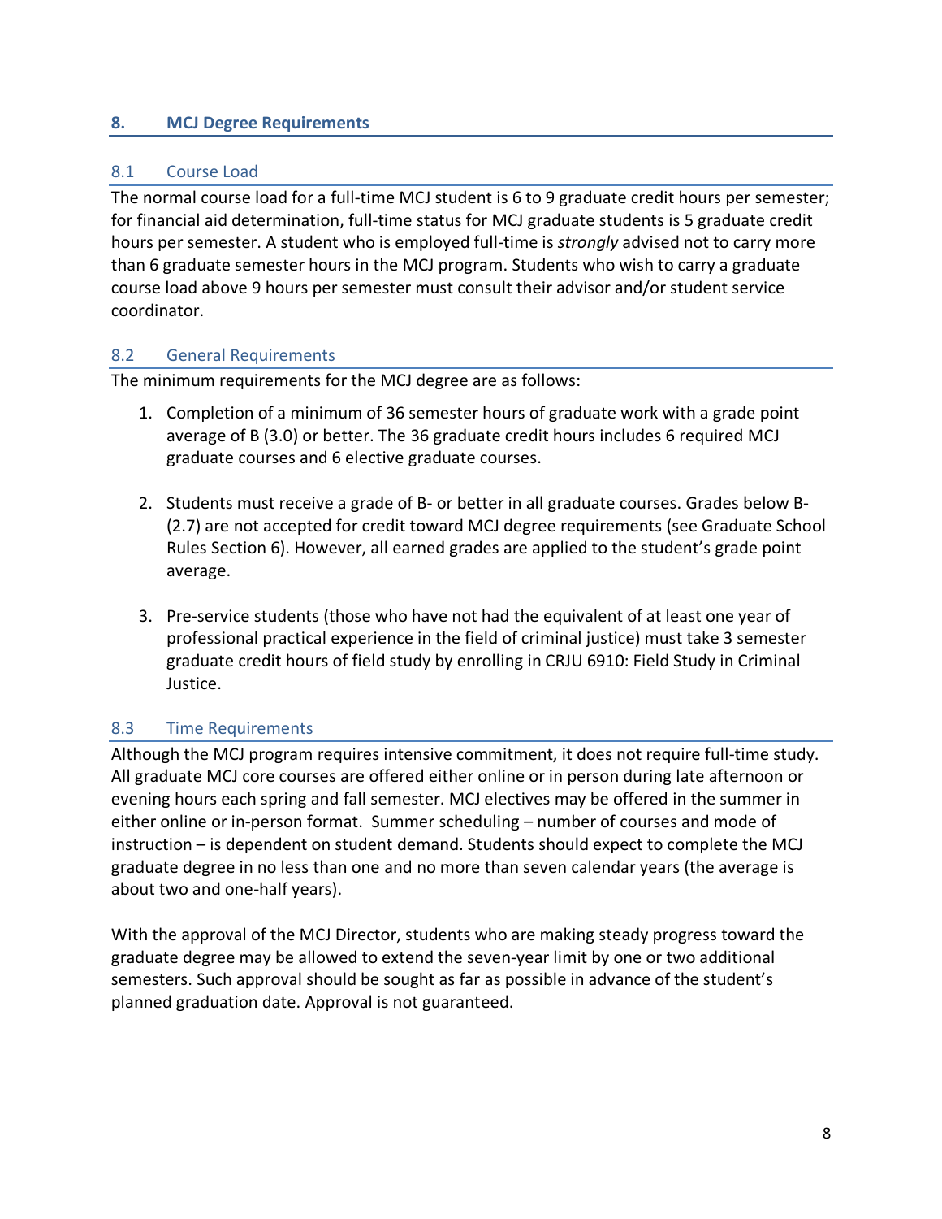## 8. MCJ Degree Requirements

### 8.1 Course Load

The normal course load for a full-time MCJ student is 6 to 9 graduate credit hours per semester; for financial aid determination, full-time status for MCJ graduate students is 5 graduate credit hours per semester. A student who is employed full-time is *strongly* advised not to carry more than 6 graduate semester hours in the MCJ program. Students who wish to carry a graduate course load above 9 hours per semester must consult their advisor and/or student service coordinator.

### 8.2 General Requirements

The minimum requirements for the MCJ degree are as follows:

1. Completion of a minimum of 36 semester hours of graduate work with a grade point average of B (3.0) or better. The 36 graduate credit hours includes 6 required MCJ graduate courses and 6 elective graduate courses.

2. Students must receive a grade of B- or better in all graduate courses. Grades below B- (2.7) are not accepted for credit toward MCJ degree requirements (see Graduate School Rules Section 6). However, all earned grades are applied to the student's grade point average.

3. Pre-service students (those who have not had the equivalent of at least one year of professional practical experience in the field of criminal justice) must take 3 semester graduate credit hours of field study by enrolling in CRJU 6910: Field Study in Criminal Justice.

### 8.3 Time Requirements

Although the MCJ program requires intensive commitment, it does not require full-time study. All graduate MCJ core courses are offered either online or in person during late afternoon or evening hours each spring and fall semester. MCJ electives may be offered in the summer in either online or in-person format. Summer scheduling – number of courses and mode of instruction – is dependent on student demand. Students should expect to complete the MCJ graduate degree in no less than one and no more than seven calendar years (the average is about two and one-half years).

With the approval of the MCJ Director, students who are making steady progress toward the graduate degree may be allowed to extend the seven-year limit by one or two additional semesters. Such approval should be sought as far as possible in advance of the student's planned graduation date. Approval is not guaranteed.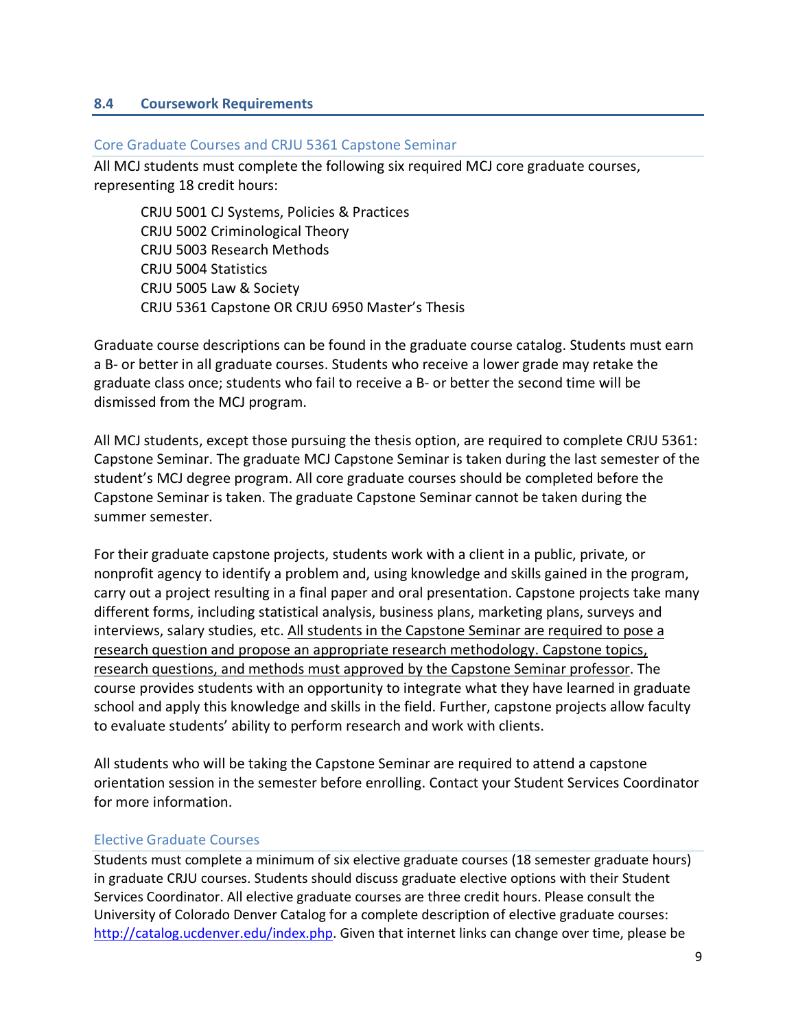## 8.4 Coursework Requirements

### Core Graduate Courses and CRJU 5361 Capstone Seminar

All MCJ students must complete the following six required MCJ core graduate courses, representing 18 credit hours:

CRJU 5001 CJ Systems, Policies & Practices
CRJU 5002 Criminological Theory
CRJU 5003 Research Methods
CRJU 5004 Statistics
CRJU 5005 Law & Society
CRJU 5361 Capstone OR CRJU 6950 Master's Thesis

Graduate course descriptions can be found in the graduate course catalog. Students must earn a B- or better in all graduate courses. Students who receive a lower grade may retake the graduate class once; students who fail to receive a B- or better the second time will be dismissed from the MCJ program.

All MCJ students, except those pursuing the thesis option, are required to complete CRJU 5361: Capstone Seminar. The graduate MCJ Capstone Seminar is taken during the last semester of the student's MCJ degree program. All core graduate courses should be completed before the Capstone Seminar is taken. The graduate Capstone Seminar cannot be taken during the summer semester.

For their graduate capstone projects, students work with a client in a public, private, or nonprofit agency to identify a problem and, using knowledge and skills gained in the program, carry out a project resulting in a final paper and oral presentation. Capstone projects take many different forms, including statistical analysis, business plans, marketing plans, surveys and interviews, salary studies, etc. <u>All students in the Capstone Seminar are required to pose a research question and propose an appropriate research methodology. Capstone topics, research questions, and methods must approved by the Capstone Seminar professor</u>. The course provides students with an opportunity to integrate what they have learned in graduate school and apply this knowledge and skills in the field. Further, capstone projects allow faculty to evaluate students' ability to perform research and work with clients.

All students who will be taking the Capstone Seminar are required to attend a capstone orientation session in the semester before enrolling. Contact your Student Services Coordinator for more information.

### Elective Graduate Courses

Students must complete a minimum of six elective graduate courses (18 semester graduate hours) in graduate CRJU courses. Students should discuss graduate elective options with their Student Services Coordinator. All elective graduate courses are three credit hours. Please consult the University of Colorado Denver Catalog for a complete description of elective graduate courses: http://catalog.ucdenver.edu/index.php. Given that internet links can change over time, please be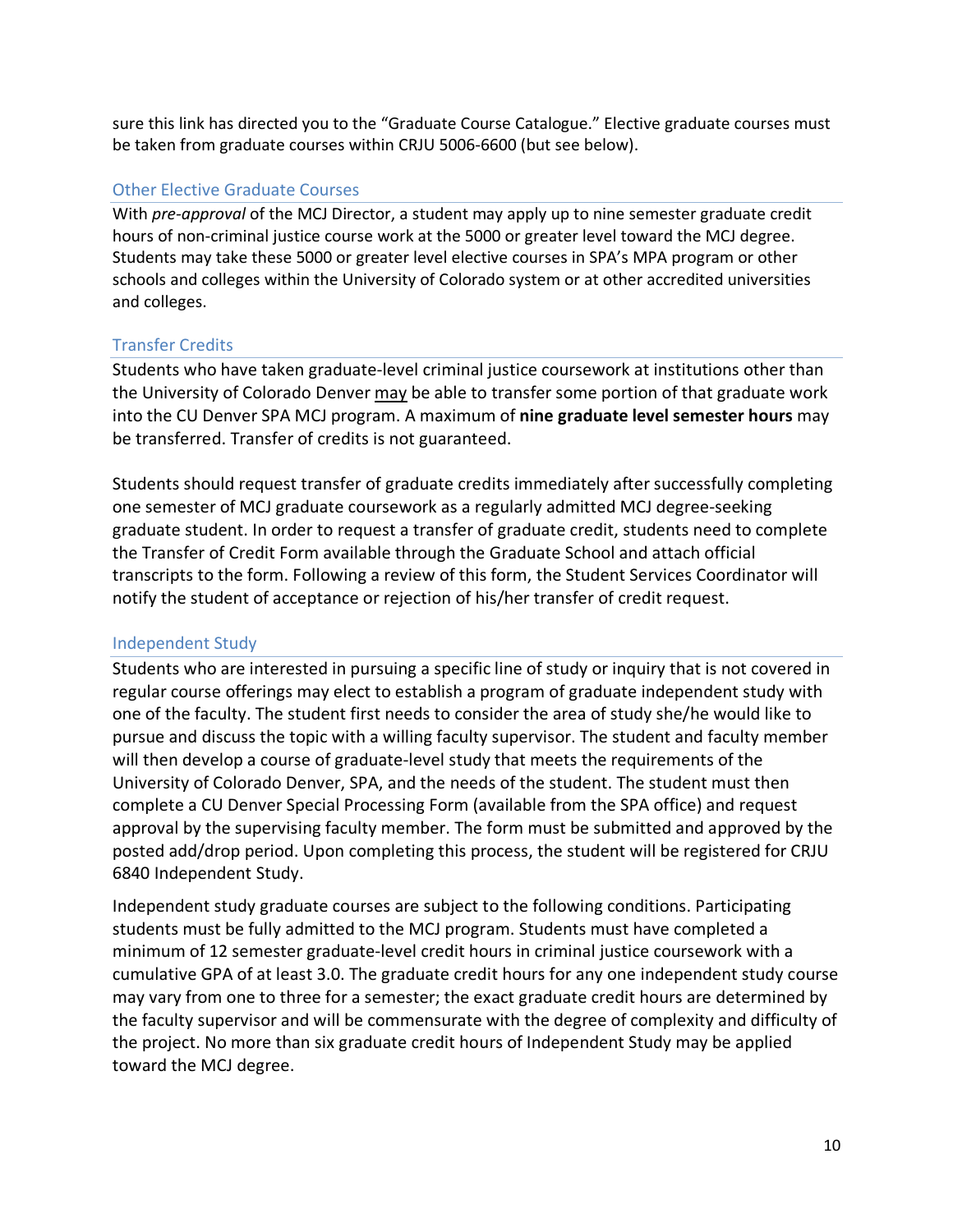sure this link has directed you to the "Graduate Course Catalogue." Elective graduate courses must be taken from graduate courses within CRJU 5006-6600 (but see below).

### Other Elective Graduate Courses

With *pre-approval* of the MCJ Director, a student may apply up to nine semester graduate credit hours of non-criminal justice course work at the 5000 or greater level toward the MCJ degree. Students may take these 5000 or greater level elective courses in SPA's MPA program or other schools and colleges within the University of Colorado system or at other accredited universities and colleges.

### Transfer Credits

Students who have taken graduate-level criminal justice coursework at institutions other than the University of Colorado Denver may be able to transfer some portion of that graduate work into the CU Denver SPA MCJ program. A maximum of **nine graduate level semester hours** may be transferred. Transfer of credits is not guaranteed.

Students should request transfer of graduate credits immediately after successfully completing one semester of MCJ graduate coursework as a regularly admitted MCJ degree-seeking graduate student. In order to request a transfer of graduate credit, students need to complete the Transfer of Credit Form available through the Graduate School and attach official transcripts to the form. Following a review of this form, the Student Services Coordinator will notify the student of acceptance or rejection of his/her transfer of credit request.

### Independent Study

Students who are interested in pursuing a specific line of study or inquiry that is not covered in regular course offerings may elect to establish a program of graduate independent study with one of the faculty. The student first needs to consider the area of study she/he would like to pursue and discuss the topic with a willing faculty supervisor. The student and faculty member will then develop a course of graduate-level study that meets the requirements of the University of Colorado Denver, SPA, and the needs of the student. The student must then complete a CU Denver Special Processing Form (available from the SPA office) and request approval by the supervising faculty member. The form must be submitted and approved by the posted add/drop period. Upon completing this process, the student will be registered for CRJU 6840 Independent Study.

Independent study graduate courses are subject to the following conditions. Participating students must be fully admitted to the MCJ program. Students must have completed a minimum of 12 semester graduate-level credit hours in criminal justice coursework with a cumulative GPA of at least 3.0. The graduate credit hours for any one independent study course may vary from one to three for a semester; the exact graduate credit hours are determined by the faculty supervisor and will be commensurate with the degree of complexity and difficulty of the project. No more than six graduate credit hours of Independent Study may be applied toward the MCJ degree.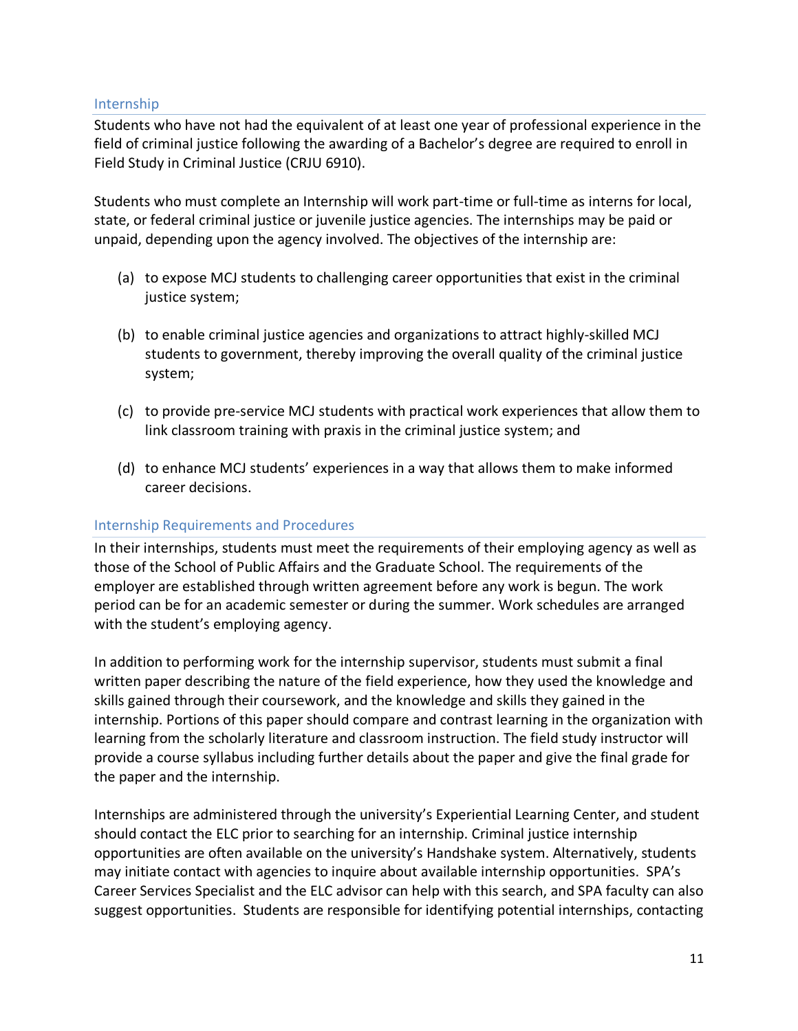## Internship

Students who have not had the equivalent of at least one year of professional experience in the field of criminal justice following the awarding of a Bachelor's degree are required to enroll in Field Study in Criminal Justice (CRJU 6910).

Students who must complete an Internship will work part-time or full-time as interns for local, state, or federal criminal justice or juvenile justice agencies. The internships may be paid or unpaid, depending upon the agency involved. The objectives of the internship are:

(a) to expose MCJ students to challenging career opportunities that exist in the criminal justice system;

(b) to enable criminal justice agencies and organizations to attract highly-skilled MCJ students to government, thereby improving the overall quality of the criminal justice system;

(c) to provide pre-service MCJ students with practical work experiences that allow them to link classroom training with praxis in the criminal justice system; and

(d) to enhance MCJ students' experiences in a way that allows them to make informed career decisions.

## Internship Requirements and Procedures

In their internships, students must meet the requirements of their employing agency as well as those of the School of Public Affairs and the Graduate School. The requirements of the employer are established through written agreement before any work is begun. The work period can be for an academic semester or during the summer. Work schedules are arranged with the student's employing agency.

In addition to performing work for the internship supervisor, students must submit a final written paper describing the nature of the field experience, how they used the knowledge and skills gained through their coursework, and the knowledge and skills they gained in the internship. Portions of this paper should compare and contrast learning in the organization with learning from the scholarly literature and classroom instruction. The field study instructor will provide a course syllabus including further details about the paper and give the final grade for the paper and the internship.

Internships are administered through the university's Experiential Learning Center, and student should contact the ELC prior to searching for an internship. Criminal justice internship opportunities are often available on the university's Handshake system. Alternatively, students may initiate contact with agencies to inquire about available internship opportunities. SPA's Career Services Specialist and the ELC advisor can help with this search, and SPA faculty can also suggest opportunities. Students are responsible for identifying potential internships, contacting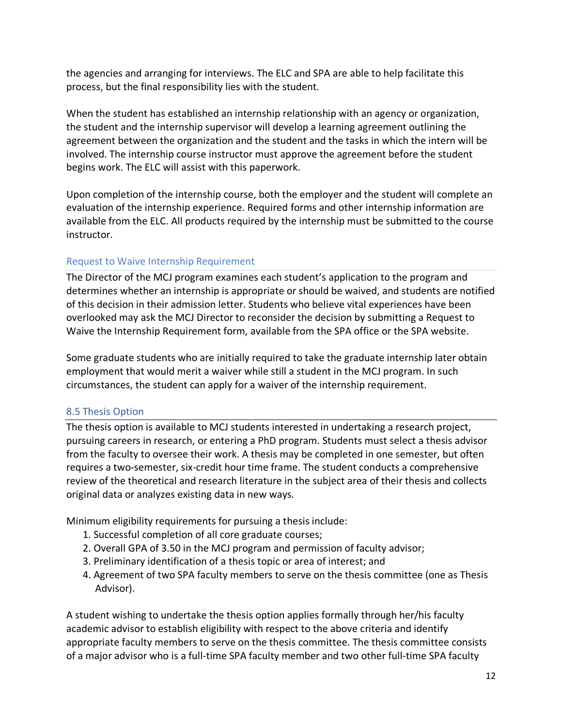the agencies and arranging for interviews. The ELC and SPA are able to help facilitate this process, but the final responsibility lies with the student.

When the student has established an internship relationship with an agency or organization, the student and the internship supervisor will develop a learning agreement outlining the agreement between the organization and the student and the tasks in which the intern will be involved. The internship course instructor must approve the agreement before the student begins work. The ELC will assist with this paperwork.

Upon completion of the internship course, both the employer and the student will complete an evaluation of the internship experience. Required forms and other internship information are available from the ELC. All products required by the internship must be submitted to the course instructor.

### Request to Waive Internship Requirement

The Director of the MCJ program examines each student's application to the program and determines whether an internship is appropriate or should be waived, and students are notified of this decision in their admission letter. Students who believe vital experiences have been overlooked may ask the MCJ Director to reconsider the decision by submitting a Request to Waive the Internship Requirement form, available from the SPA office or the SPA website.

Some graduate students who are initially required to take the graduate internship later obtain employment that would merit a waiver while still a student in the MCJ program. In such circumstances, the student can apply for a waiver of the internship requirement.

## 8.5 Thesis Option

The thesis option is available to MCJ students interested in undertaking a research project, pursuing careers in research, or entering a PhD program. Students must select a thesis advisor from the faculty to oversee their work. A thesis may be completed in one semester, but often requires a two-semester, six-credit hour time frame. The student conducts a comprehensive review of the theoretical and research literature in the subject area of their thesis and collects original data or analyzes existing data in new ways.

Minimum eligibility requirements for pursuing a thesis include:

1. Successful completion of all core graduate courses;
2. Overall GPA of 3.50 in the MCJ program and permission of faculty advisor;
3. Preliminary identification of a thesis topic or area of interest; and
4. Agreement of two SPA faculty members to serve on the thesis committee (one as Thesis Advisor).

A student wishing to undertake the thesis option applies formally through her/his faculty academic advisor to establish eligibility with respect to the above criteria and identify appropriate faculty members to serve on the thesis committee. The thesis committee consists of a major advisor who is a full-time SPA faculty member and two other full-time SPA faculty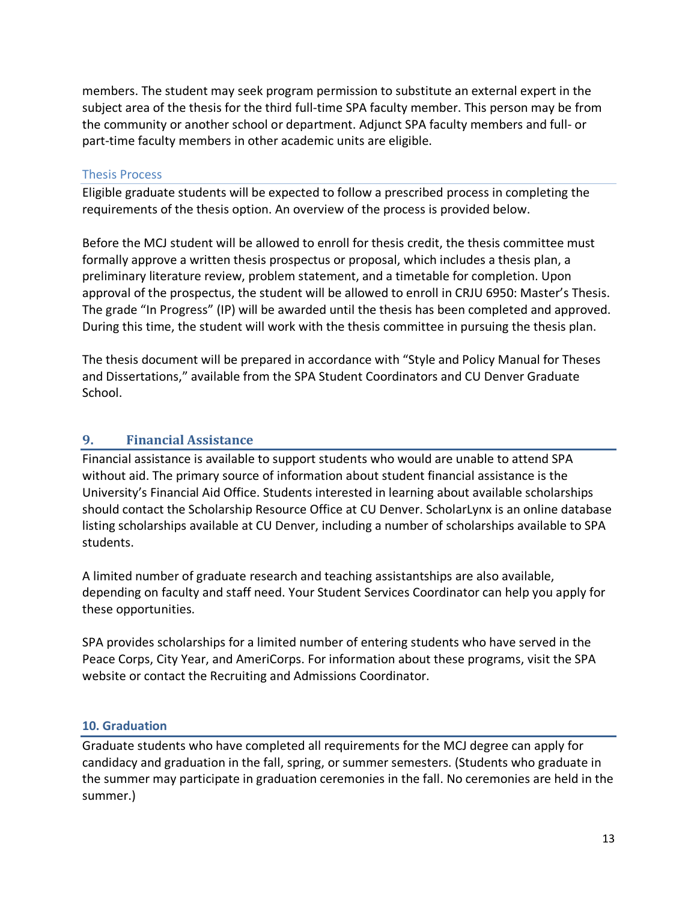members. The student may seek program permission to substitute an external expert in the subject area of the thesis for the third full-time SPA faculty member. This person may be from the community or another school or department. Adjunct SPA faculty members and full- or part-time faculty members in other academic units are eligible.

### Thesis Process

Eligible graduate students will be expected to follow a prescribed process in completing the requirements of the thesis option. An overview of the process is provided below.

Before the MCJ student will be allowed to enroll for thesis credit, the thesis committee must formally approve a written thesis prospectus or proposal, which includes a thesis plan, a preliminary literature review, problem statement, and a timetable for completion. Upon approval of the prospectus, the student will be allowed to enroll in CRJU 6950: Master's Thesis. The grade "In Progress" (IP) will be awarded until the thesis has been completed and approved. During this time, the student will work with the thesis committee in pursuing the thesis plan.

The thesis document will be prepared in accordance with "Style and Policy Manual for Theses and Dissertations," available from the SPA Student Coordinators and CU Denver Graduate School.

## 9. Financial Assistance

Financial assistance is available to support students who would are unable to attend SPA without aid. The primary source of information about student financial assistance is the University's Financial Aid Office. Students interested in learning about available scholarships should contact the Scholarship Resource Office at CU Denver. ScholarLynx is an online database listing scholarships available at CU Denver, including a number of scholarships available to SPA students.

A limited number of graduate research and teaching assistantships are also available, depending on faculty and staff need. Your Student Services Coordinator can help you apply for these opportunities.

SPA provides scholarships for a limited number of entering students who have served in the Peace Corps, City Year, and AmeriCorps. For information about these programs, visit the SPA website or contact the Recruiting and Admissions Coordinator.

## 10. Graduation

Graduate students who have completed all requirements for the MCJ degree can apply for candidacy and graduation in the fall, spring, or summer semesters. (Students who graduate in the summer may participate in graduation ceremonies in the fall. No ceremonies are held in the summer.)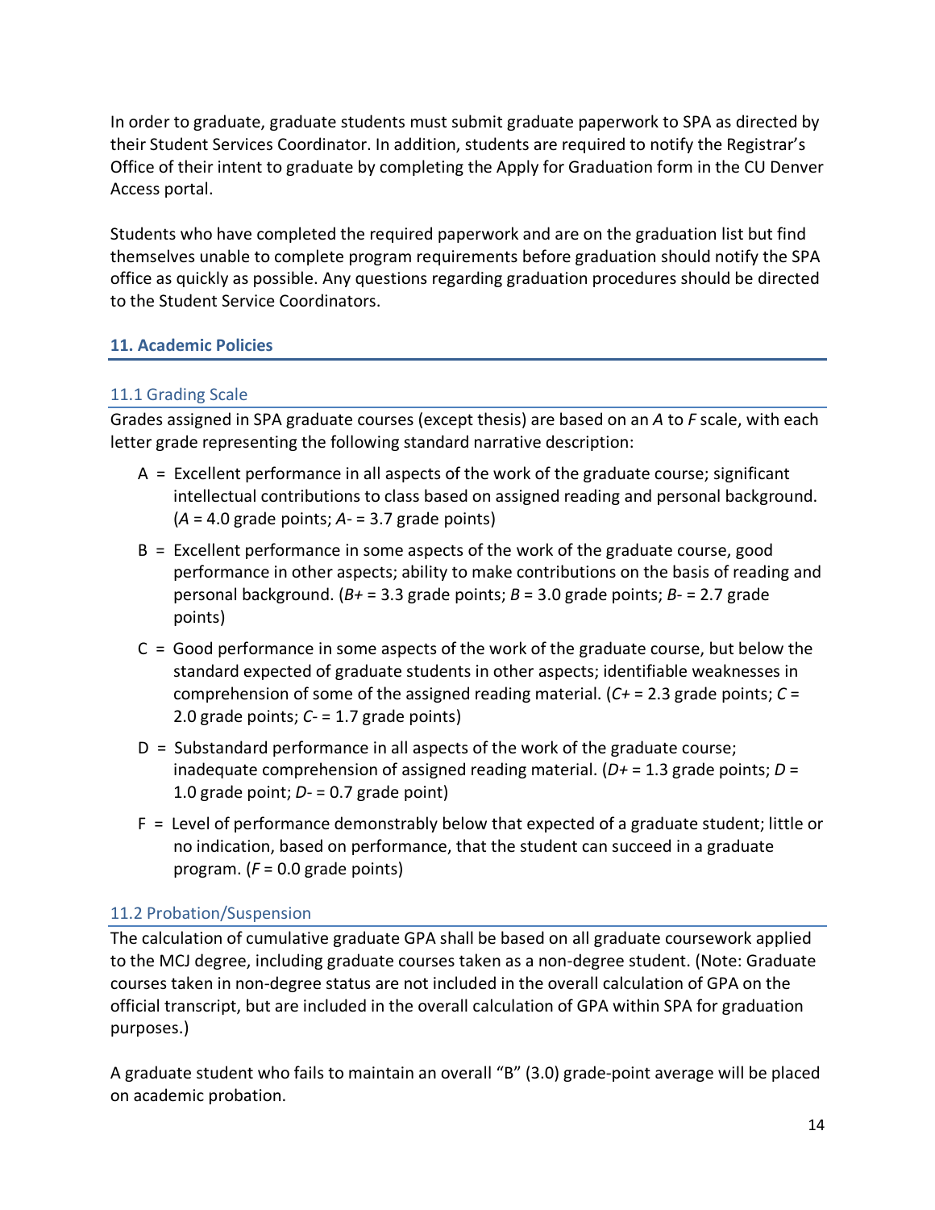In order to graduate, graduate students must submit graduate paperwork to SPA as directed by their Student Services Coordinator. In addition, students are required to notify the Registrar's Office of their intent to graduate by completing the Apply for Graduation form in the CU Denver Access portal.

Students who have completed the required paperwork and are on the graduation list but find themselves unable to complete program requirements before graduation should notify the SPA office as quickly as possible. Any questions regarding graduation procedures should be directed to the Student Service Coordinators.

## 11. Academic Policies

### 11.1 Grading Scale

Grades assigned in SPA graduate courses (except thesis) are based on an *A* to *F* scale, with each letter grade representing the following standard narrative description:

- A = Excellent performance in all aspects of the work of the graduate course; significant intellectual contributions to class based on assigned reading and personal background. (*A* = 4.0 grade points; *A-* = 3.7 grade points)
- B = Excellent performance in some aspects of the work of the graduate course, good performance in other aspects; ability to make contributions on the basis of reading and personal background. (*B+* = 3.3 grade points; *B* = 3.0 grade points; *B-* = 2.7 grade points)
- C = Good performance in some aspects of the work of the graduate course, but below the standard expected of graduate students in other aspects; identifiable weaknesses in comprehension of some of the assigned reading material. (*C+* = 2.3 grade points; *C* = 2.0 grade points; *C-* = 1.7 grade points)
- D = Substandard performance in all aspects of the work of the graduate course; inadequate comprehension of assigned reading material. (*D+* = 1.3 grade points; *D* = 1.0 grade point; *D-* = 0.7 grade point)
- F = Level of performance demonstrably below that expected of a graduate student; little or no indication, based on performance, that the student can succeed in a graduate program. (*F* = 0.0 grade points)

### 11.2 Probation/Suspension

The calculation of cumulative graduate GPA shall be based on all graduate coursework applied to the MCJ degree, including graduate courses taken as a non-degree student. (Note: Graduate courses taken in non-degree status are not included in the overall calculation of GPA on the official transcript, but are included in the overall calculation of GPA within SPA for graduation purposes.)

A graduate student who fails to maintain an overall "B" (3.0) grade-point average will be placed on academic probation.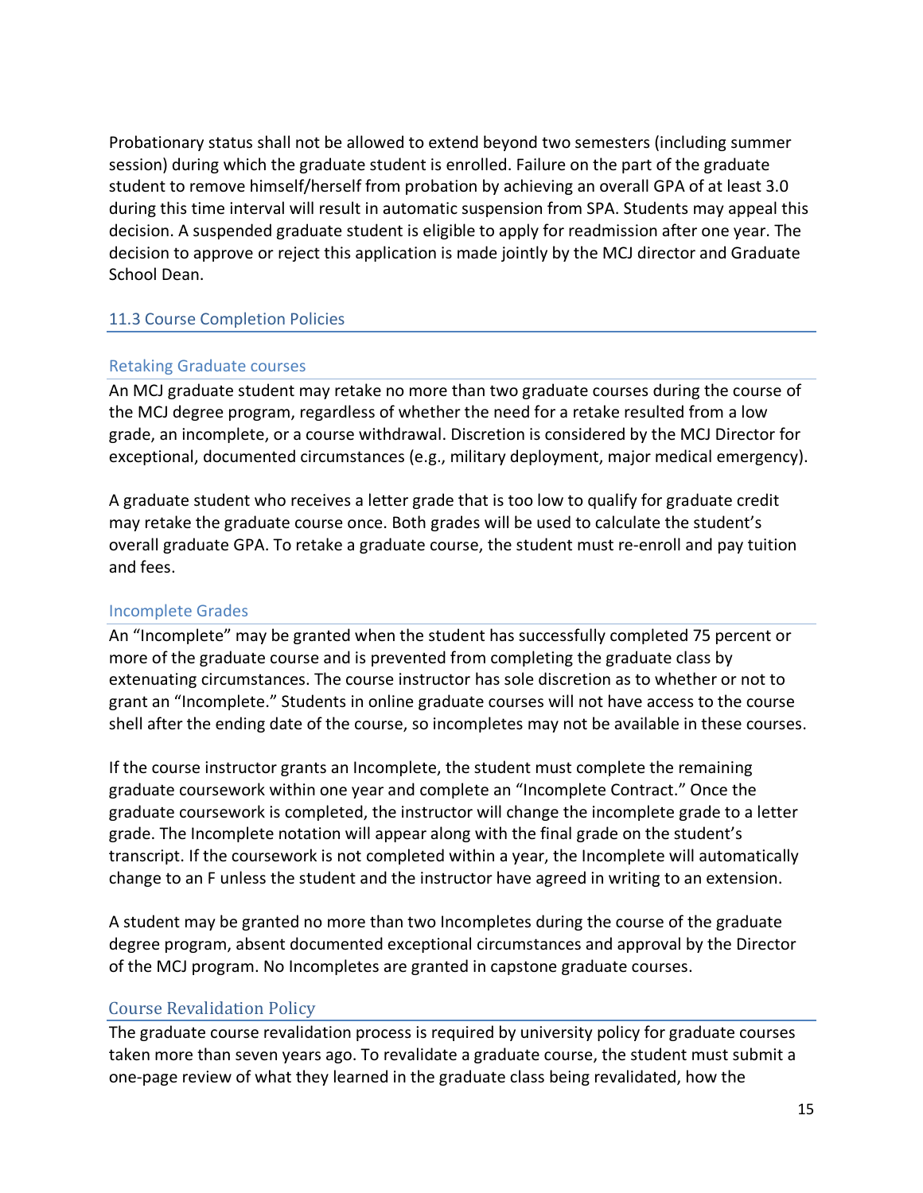Probationary status shall not be allowed to extend beyond two semesters (including summer session) during which the graduate student is enrolled. Failure on the part of the graduate student to remove himself/herself from probation by achieving an overall GPA of at least 3.0 during this time interval will result in automatic suspension from SPA. Students may appeal this decision. A suspended graduate student is eligible to apply for readmission after one year. The decision to approve or reject this application is made jointly by the MCJ director and Graduate School Dean.

## 11.3 Course Completion Policies

### Retaking Graduate courses

An MCJ graduate student may retake no more than two graduate courses during the course of the MCJ degree program, regardless of whether the need for a retake resulted from a low grade, an incomplete, or a course withdrawal. Discretion is considered by the MCJ Director for exceptional, documented circumstances (e.g., military deployment, major medical emergency).

A graduate student who receives a letter grade that is too low to qualify for graduate credit may retake the graduate course once. Both grades will be used to calculate the student's overall graduate GPA. To retake a graduate course, the student must re-enroll and pay tuition and fees.

### Incomplete Grades

An "Incomplete" may be granted when the student has successfully completed 75 percent or more of the graduate course and is prevented from completing the graduate class by extenuating circumstances. The course instructor has sole discretion as to whether or not to grant an "Incomplete." Students in online graduate courses will not have access to the course shell after the ending date of the course, so incompletes may not be available in these courses.

If the course instructor grants an Incomplete, the student must complete the remaining graduate coursework within one year and complete an "Incomplete Contract." Once the graduate coursework is completed, the instructor will change the incomplete grade to a letter grade. The Incomplete notation will appear along with the final grade on the student's transcript. If the coursework is not completed within a year, the Incomplete will automatically change to an F unless the student and the instructor have agreed in writing to an extension.

A student may be granted no more than two Incompletes during the course of the graduate degree program, absent documented exceptional circumstances and approval by the Director of the MCJ program. No Incompletes are granted in capstone graduate courses.

### Course Revalidation Policy

The graduate course revalidation process is required by university policy for graduate courses taken more than seven years ago. To revalidate a graduate course, the student must submit a one-page review of what they learned in the graduate class being revalidated, how the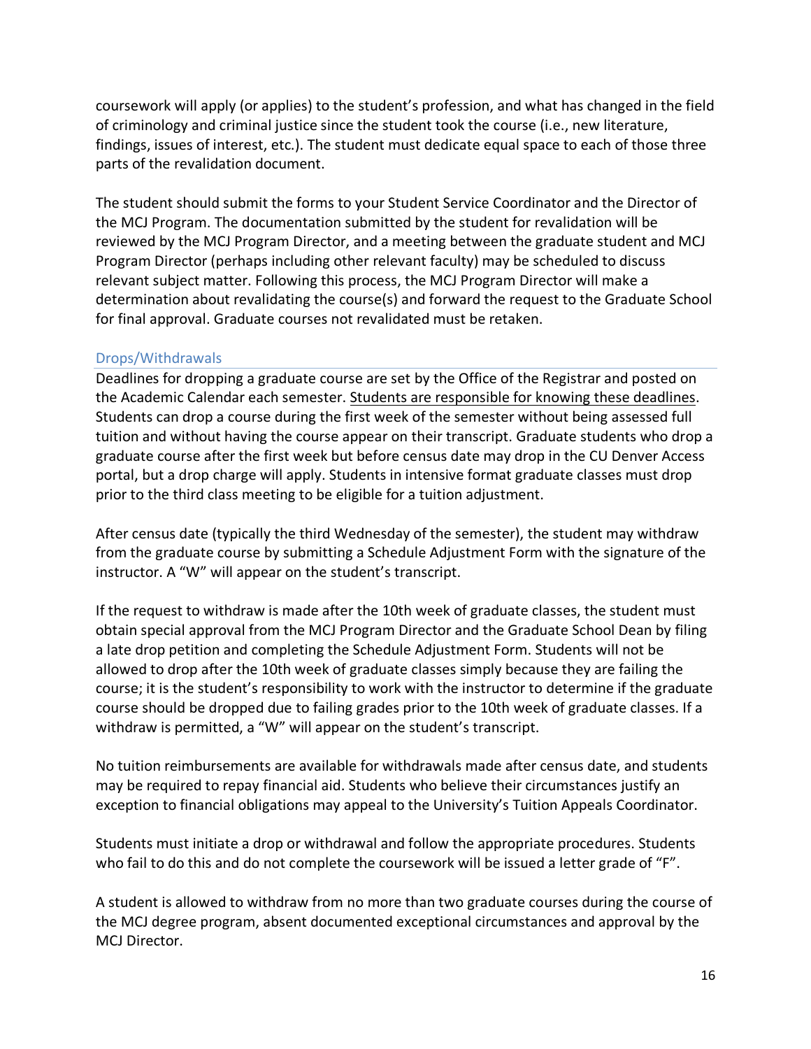coursework will apply (or applies) to the student's profession, and what has changed in the field of criminology and criminal justice since the student took the course (i.e., new literature, findings, issues of interest, etc.). The student must dedicate equal space to each of those three parts of the revalidation document.

The student should submit the forms to your Student Service Coordinator and the Director of the MCJ Program. The documentation submitted by the student for revalidation will be reviewed by the MCJ Program Director, and a meeting between the graduate student and MCJ Program Director (perhaps including other relevant faculty) may be scheduled to discuss relevant subject matter. Following this process, the MCJ Program Director will make a determination about revalidating the course(s) and forward the request to the Graduate School for final approval. Graduate courses not revalidated must be retaken.

### Drops/Withdrawals

Deadlines for dropping a graduate course are set by the Office of the Registrar and posted on the Academic Calendar each semester. <u>Students are responsible for knowing these deadlines</u>. Students can drop a course during the first week of the semester without being assessed full tuition and without having the course appear on their transcript. Graduate students who drop a graduate course after the first week but before census date may drop in the CU Denver Access portal, but a drop charge will apply. Students in intensive format graduate classes must drop prior to the third class meeting to be eligible for a tuition adjustment.

After census date (typically the third Wednesday of the semester), the student may withdraw from the graduate course by submitting a Schedule Adjustment Form with the signature of the instructor. A "W" will appear on the student's transcript.

If the request to withdraw is made after the 10th week of graduate classes, the student must obtain special approval from the MCJ Program Director and the Graduate School Dean by filing a late drop petition and completing the Schedule Adjustment Form. Students will not be allowed to drop after the 10th week of graduate classes simply because they are failing the course; it is the student's responsibility to work with the instructor to determine if the graduate course should be dropped due to failing grades prior to the 10th week of graduate classes. If a withdraw is permitted, a "W" will appear on the student's transcript.

No tuition reimbursements are available for withdrawals made after census date, and students may be required to repay financial aid. Students who believe their circumstances justify an exception to financial obligations may appeal to the University's Tuition Appeals Coordinator.

Students must initiate a drop or withdrawal and follow the appropriate procedures. Students who fail to do this and do not complete the coursework will be issued a letter grade of "F".

A student is allowed to withdraw from no more than two graduate courses during the course of the MCJ degree program, absent documented exceptional circumstances and approval by the MCJ Director.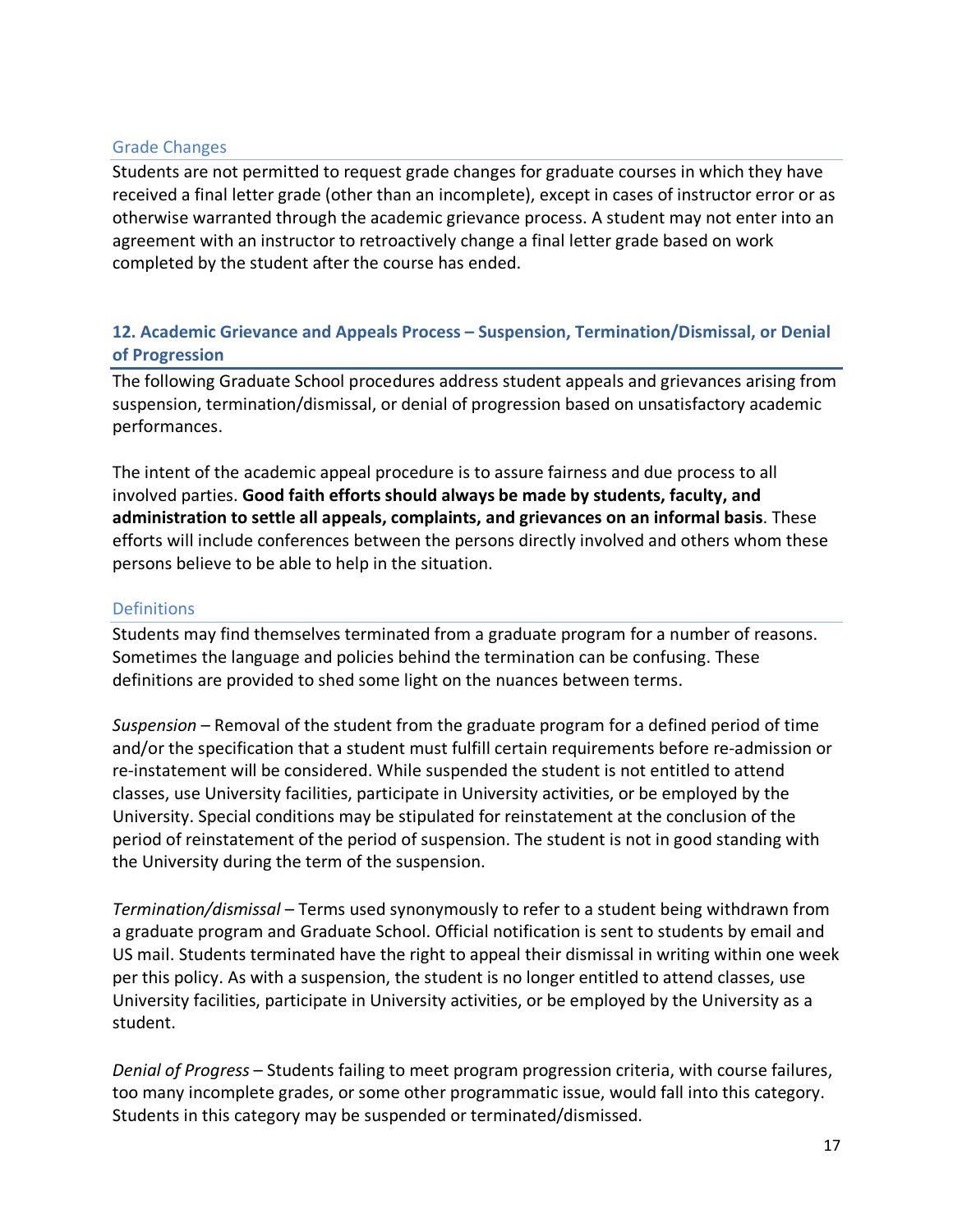### Grade Changes

Students are not permitted to request grade changes for graduate courses in which they have received a final letter grade (other than an incomplete), except in cases of instructor error or as otherwise warranted through the academic grievance process. A student may not enter into an agreement with an instructor to retroactively change a final letter grade based on work completed by the student after the course has ended.

## 12. Academic Grievance and Appeals Process – Suspension, Termination/Dismissal, or Denial of Progression

The following Graduate School procedures address student appeals and grievances arising from suspension, termination/dismissal, or denial of progression based on unsatisfactory academic performances.

The intent of the academic appeal procedure is to assure fairness and due process to all involved parties. **Good faith efforts should always be made by students, faculty, and administration to settle all appeals, complaints, and grievances on an informal basis**. These efforts will include conferences between the persons directly involved and others whom these persons believe to be able to help in the situation.

### Definitions

Students may find themselves terminated from a graduate program for a number of reasons. Sometimes the language and policies behind the termination can be confusing. These definitions are provided to shed some light on the nuances between terms.

*Suspension* – Removal of the student from the graduate program for a defined period of time and/or the specification that a student must fulfill certain requirements before re-admission or re-instatement will be considered. While suspended the student is not entitled to attend classes, use University facilities, participate in University activities, or be employed by the University. Special conditions may be stipulated for reinstatement at the conclusion of the period of reinstatement of the period of suspension. The student is not in good standing with the University during the term of the suspension.

*Termination/dismissal* – Terms used synonymously to refer to a student being withdrawn from a graduate program and Graduate School. Official notification is sent to students by email and US mail. Students terminated have the right to appeal their dismissal in writing within one week per this policy. As with a suspension, the student is no longer entitled to attend classes, use University facilities, participate in University activities, or be employed by the University as a student.

*Denial of Progress* – Students failing to meet program progression criteria, with course failures, too many incomplete grades, or some other programmatic issue, would fall into this category. Students in this category may be suspended or terminated/dismissed.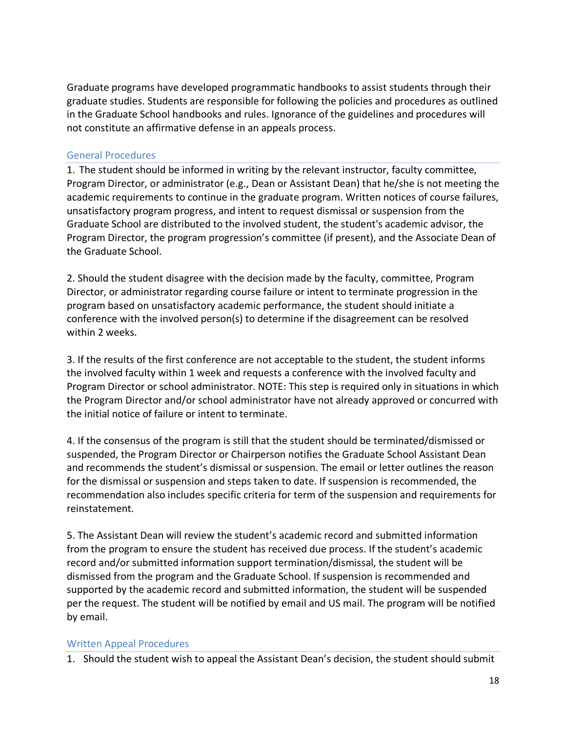Graduate programs have developed programmatic handbooks to assist students through their graduate studies. Students are responsible for following the policies and procedures as outlined in the Graduate School handbooks and rules. Ignorance of the guidelines and procedures will not constitute an affirmative defense in an appeals process.

## General Procedures

1. The student should be informed in writing by the relevant instructor, faculty committee, Program Director, or administrator (e.g., Dean or Assistant Dean) that he/she is not meeting the academic requirements to continue in the graduate program. Written notices of course failures, unsatisfactory program progress, and intent to request dismissal or suspension from the Graduate School are distributed to the involved student, the student's academic advisor, the Program Director, the program progression's committee (if present), and the Associate Dean of the Graduate School.

2. Should the student disagree with the decision made by the faculty, committee, Program Director, or administrator regarding course failure or intent to terminate progression in the program based on unsatisfactory academic performance, the student should initiate a conference with the involved person(s) to determine if the disagreement can be resolved within 2 weeks.

3. If the results of the first conference are not acceptable to the student, the student informs the involved faculty within 1 week and requests a conference with the involved faculty and Program Director or school administrator. NOTE: This step is required only in situations in which the Program Director and/or school administrator have not already approved or concurred with the initial notice of failure or intent to terminate.

4. If the consensus of the program is still that the student should be terminated/dismissed or suspended, the Program Director or Chairperson notifies the Graduate School Assistant Dean and recommends the student's dismissal or suspension. The email or letter outlines the reason for the dismissal or suspension and steps taken to date. If suspension is recommended, the recommendation also includes specific criteria for term of the suspension and requirements for reinstatement.

5. The Assistant Dean will review the student's academic record and submitted information from the program to ensure the student has received due process. If the student's academic record and/or submitted information support termination/dismissal, the student will be dismissed from the program and the Graduate School. If suspension is recommended and supported by the academic record and submitted information, the student will be suspended per the request. The student will be notified by email and US mail. The program will be notified by email.

## Written Appeal Procedures

1. Should the student wish to appeal the Assistant Dean's decision, the student should submit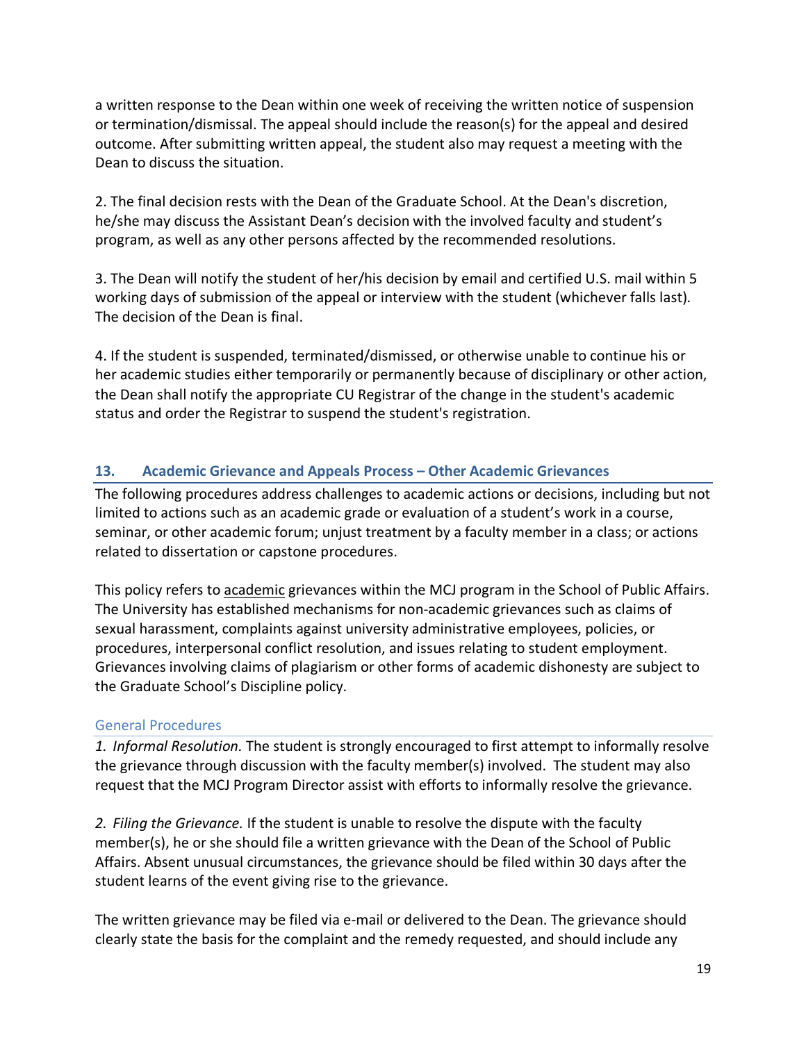a written response to the Dean within one week of receiving the written notice of suspension or termination/dismissal. The appeal should include the reason(s) for the appeal and desired outcome. After submitting written appeal, the student also may request a meeting with the Dean to discuss the situation.

2. The final decision rests with the Dean of the Graduate School. At the Dean's discretion, he/she may discuss the Assistant Dean's decision with the involved faculty and student's program, as well as any other persons affected by the recommended resolutions.

3. The Dean will notify the student of her/his decision by email and certified U.S. mail within 5 working days of submission of the appeal or interview with the student (whichever falls last). The decision of the Dean is final.

4. If the student is suspended, terminated/dismissed, or otherwise unable to continue his or her academic studies either temporarily or permanently because of disciplinary or other action, the Dean shall notify the appropriate CU Registrar of the change in the student's academic status and order the Registrar to suspend the student's registration.

## 13. Academic Grievance and Appeals Process – Other Academic Grievances

The following procedures address challenges to academic actions or decisions, including but not limited to actions such as an academic grade or evaluation of a student's work in a course, seminar, or other academic forum; unjust treatment by a faculty member in a class; or actions related to dissertation or capstone procedures.

This policy refers to <u>academic</u> grievances within the MCJ program in the School of Public Affairs. The University has established mechanisms for non-academic grievances such as claims of sexual harassment, complaints against university administrative employees, policies, or procedures, interpersonal conflict resolution, and issues relating to student employment. Grievances involving claims of plagiarism or other forms of academic dishonesty are subject to the Graduate School's Discipline policy.

### General Procedures

*1. Informal Resolution.* The student is strongly encouraged to first attempt to informally resolve the grievance through discussion with the faculty member(s) involved. The student may also request that the MCJ Program Director assist with efforts to informally resolve the grievance.

*2. Filing the Grievance.* If the student is unable to resolve the dispute with the faculty member(s), he or she should file a written grievance with the Dean of the School of Public Affairs. Absent unusual circumstances, the grievance should be filed within 30 days after the student learns of the event giving rise to the grievance.

The written grievance may be filed via e-mail or delivered to the Dean. The grievance should clearly state the basis for the complaint and the remedy requested, and should include any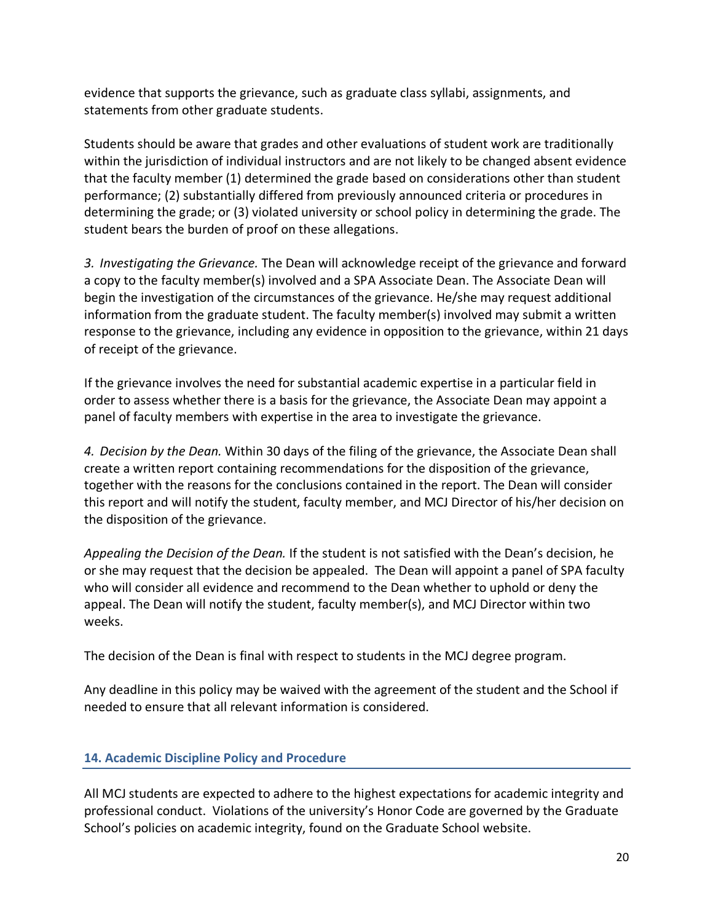evidence that supports the grievance, such as graduate class syllabi, assignments, and statements from other graduate students.

Students should be aware that grades and other evaluations of student work are traditionally within the jurisdiction of individual instructors and are not likely to be changed absent evidence that the faculty member (1) determined the grade based on considerations other than student performance; (2) substantially differed from previously announced criteria or procedures in determining the grade; or (3) violated university or school policy in determining the grade. The student bears the burden of proof on these allegations.

*3. Investigating the Grievance.* The Dean will acknowledge receipt of the grievance and forward a copy to the faculty member(s) involved and a SPA Associate Dean. The Associate Dean will begin the investigation of the circumstances of the grievance. He/she may request additional information from the graduate student. The faculty member(s) involved may submit a written response to the grievance, including any evidence in opposition to the grievance, within 21 days of receipt of the grievance.

If the grievance involves the need for substantial academic expertise in a particular field in order to assess whether there is a basis for the grievance, the Associate Dean may appoint a panel of faculty members with expertise in the area to investigate the grievance.

*4. Decision by the Dean.* Within 30 days of the filing of the grievance, the Associate Dean shall create a written report containing recommendations for the disposition of the grievance, together with the reasons for the conclusions contained in the report. The Dean will consider this report and will notify the student, faculty member, and MCJ Director of his/her decision on the disposition of the grievance.

*Appealing the Decision of the Dean.* If the student is not satisfied with the Dean's decision, he or she may request that the decision be appealed. The Dean will appoint a panel of SPA faculty who will consider all evidence and recommend to the Dean whether to uphold or deny the appeal. The Dean will notify the student, faculty member(s), and MCJ Director within two weeks.

The decision of the Dean is final with respect to students in the MCJ degree program.

Any deadline in this policy may be waived with the agreement of the student and the School if needed to ensure that all relevant information is considered.

## 14. Academic Discipline Policy and Procedure

All MCJ students are expected to adhere to the highest expectations for academic integrity and professional conduct. Violations of the university's Honor Code are governed by the Graduate School's policies on academic integrity, found on the Graduate School website.